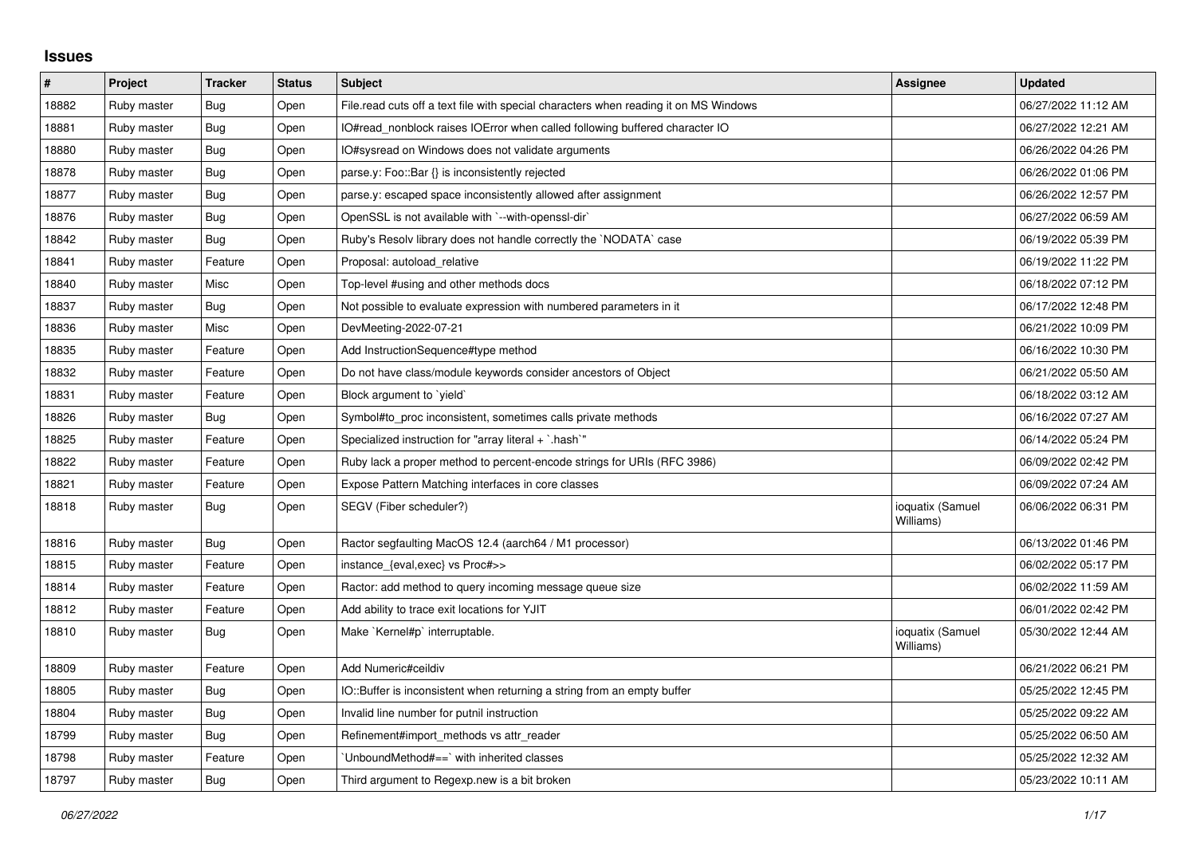## Issues

| # | Project | Tracker | Status | Subject | Assignee | Updated |
|---|---|---|---|---|---|---|
| 18882 | Ruby master | Bug | Open | File.read cuts off a text file with special characters when reading it on MS Windows | | 06/27/2022 11:12 AM |
| 18881 | Ruby master | Bug | Open | IO#read_nonblock raises IOError when called following buffered character IO | | 06/27/2022 12:21 AM |
| 18880 | Ruby master | Bug | Open | IO#sysread on Windows does not validate arguments | | 06/26/2022 04:26 PM |
| 18878 | Ruby master | Bug | Open | parse.y: Foo::Bar {} is inconsistently rejected | | 06/26/2022 01:06 PM |
| 18877 | Ruby master | Bug | Open | parse.y: escaped space inconsistently allowed after assignment | | 06/26/2022 12:57 PM |
| 18876 | Ruby master | Bug | Open | OpenSSL is not available with `--with-openssl-dir` | | 06/27/2022 06:59 AM |
| 18842 | Ruby master | Bug | Open | Ruby's Resolv library does not handle correctly the `NODATA` case | | 06/19/2022 05:39 PM |
| 18841 | Ruby master | Feature | Open | Proposal: autoload_relative | | 06/19/2022 11:22 PM |
| 18840 | Ruby master | Misc | Open | Top-level #using and other methods docs | | 06/18/2022 07:12 PM |
| 18837 | Ruby master | Bug | Open | Not possible to evaluate expression with numbered parameters in it | | 06/17/2022 12:48 PM |
| 18836 | Ruby master | Misc | Open | DevMeeting-2022-07-21 | | 06/21/2022 10:09 PM |
| 18835 | Ruby master | Feature | Open | Add InstructionSequence#type method | | 06/16/2022 10:30 PM |
| 18832 | Ruby master | Feature | Open | Do not have class/module keywords consider ancestors of Object | | 06/21/2022 05:50 AM |
| 18831 | Ruby master | Feature | Open | Block argument to `yield` | | 06/18/2022 03:12 AM |
| 18826 | Ruby master | Bug | Open | Symbol#to_proc inconsistent, sometimes calls private methods | | 06/16/2022 07:27 AM |
| 18825 | Ruby master | Feature | Open | Specialized instruction for "array literal + `.hash`" | | 06/14/2022 05:24 PM |
| 18822 | Ruby master | Feature | Open | Ruby lack a proper method to percent-encode strings for URIs (RFC 3986) | | 06/09/2022 02:42 PM |
| 18821 | Ruby master | Feature | Open | Expose Pattern Matching interfaces in core classes | | 06/09/2022 07:24 AM |
| 18818 | Ruby master | Bug | Open | SEGV (Fiber scheduler?) | ioquatix (Samuel Williams) | 06/06/2022 06:31 PM |
| 18816 | Ruby master | Bug | Open | Ractor segfaulting MacOS 12.4 (aarch64 / M1 processor) | | 06/13/2022 01:46 PM |
| 18815 | Ruby master | Feature | Open | instance_{eval,exec} vs Proc#>> | | 06/02/2022 05:17 PM |
| 18814 | Ruby master | Feature | Open | Ractor: add method to query incoming message queue size | | 06/02/2022 11:59 AM |
| 18812 | Ruby master | Feature | Open | Add ability to trace exit locations for YJIT | | 06/01/2022 02:42 PM |
| 18810 | Ruby master | Bug | Open | Make `Kernel#p` interruptable. | ioquatix (Samuel Williams) | 05/30/2022 12:44 AM |
| 18809 | Ruby master | Feature | Open | Add Numeric#ceildiv | | 06/21/2022 06:21 PM |
| 18805 | Ruby master | Bug | Open | IO::Buffer is inconsistent when returning a string from an empty buffer | | 05/25/2022 12:45 PM |
| 18804 | Ruby master | Bug | Open | Invalid line number for putnil instruction | | 05/25/2022 09:22 AM |
| 18799 | Ruby master | Bug | Open | Refinement#import_methods vs attr_reader | | 05/25/2022 06:50 AM |
| 18798 | Ruby master | Feature | Open | `UnboundMethod#==` with inherited classes | | 05/25/2022 12:32 AM |
| 18797 | Ruby master | Bug | Open | Third argument to Regexp.new is a bit broken | | 05/23/2022 10:11 AM |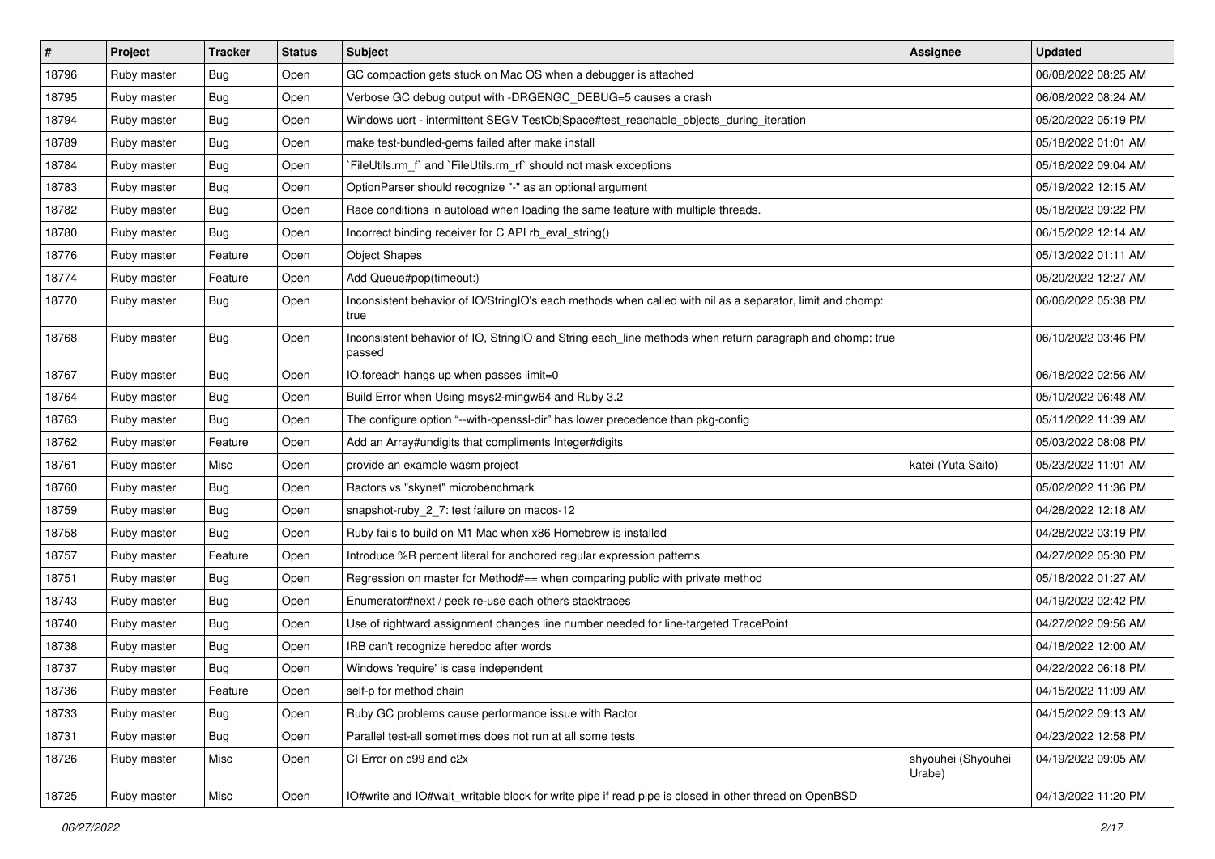| # | Project | Tracker | Status | Subject | Assignee | Updated |
|---|---|---|---|---|---|---|
| 18796 | Ruby master | Bug | Open | GC compaction gets stuck on Mac OS when a debugger is attached | | 06/08/2022 08:25 AM |
| 18795 | Ruby master | Bug | Open | Verbose GC debug output with -DRGENGC_DEBUG=5 causes a crash | | 06/08/2022 08:24 AM |
| 18794 | Ruby master | Bug | Open | Windows ucrt - intermittent SEGV TestObjSpace#test_reachable_objects_during_iteration | | 05/20/2022 05:19 PM |
| 18789 | Ruby master | Bug | Open | make test-bundled-gems failed after make install | | 05/18/2022 01:01 AM |
| 18784 | Ruby master | Bug | Open | `FileUtils.rm_f` and `FileUtils.rm_rf` should not mask exceptions | | 05/16/2022 09:04 AM |
| 18783 | Ruby master | Bug | Open | OptionParser should recognize "-" as an optional argument | | 05/19/2022 12:15 AM |
| 18782 | Ruby master | Bug | Open | Race conditions in autoload when loading the same feature with multiple threads. | | 05/18/2022 09:22 PM |
| 18780 | Ruby master | Bug | Open | Incorrect binding receiver for C API rb_eval_string() | | 06/15/2022 12:14 AM |
| 18776 | Ruby master | Feature | Open | Object Shapes | | 05/13/2022 01:11 AM |
| 18774 | Ruby master | Feature | Open | Add Queue#pop(timeout:) | | 05/20/2022 12:27 AM |
| 18770 | Ruby master | Bug | Open | Inconsistent behavior of IO/StringIO's each methods when called with nil as a separator, limit and chomp: true | | 06/06/2022 05:38 PM |
| 18768 | Ruby master | Bug | Open | Inconsistent behavior of IO, StringIO and String each_line methods when return paragraph and chomp: true passed | | 06/10/2022 03:46 PM |
| 18767 | Ruby master | Bug | Open | IO.foreach hangs up when passes limit=0 | | 06/18/2022 02:56 AM |
| 18764 | Ruby master | Bug | Open | Build Error when Using msys2-mingw64 and Ruby 3.2 | | 05/10/2022 06:48 AM |
| 18763 | Ruby master | Bug | Open | The configure option "--with-openssl-dir" has lower precedence than pkg-config | | 05/11/2022 11:39 AM |
| 18762 | Ruby master | Feature | Open | Add an Array#undigits that compliments Integer#digits | | 05/03/2022 08:08 PM |
| 18761 | Ruby master | Misc | Open | provide an example wasm project | katei (Yuta Saito) | 05/23/2022 11:01 AM |
| 18760 | Ruby master | Bug | Open | Ractors vs "skynet" microbenchmark | | 05/02/2022 11:36 PM |
| 18759 | Ruby master | Bug | Open | snapshot-ruby_2_7: test failure on macos-12 | | 04/28/2022 12:18 AM |
| 18758 | Ruby master | Bug | Open | Ruby fails to build on M1 Mac when x86 Homebrew is installed | | 04/28/2022 03:19 PM |
| 18757 | Ruby master | Feature | Open | Introduce %R percent literal for anchored regular expression patterns | | 04/27/2022 05:30 PM |
| 18751 | Ruby master | Bug | Open | Regression on master for Method#== when comparing public with private method | | 05/18/2022 01:27 AM |
| 18743 | Ruby master | Bug | Open | Enumerator#next / peek re-use each others stacktraces | | 04/19/2022 02:42 PM |
| 18740 | Ruby master | Bug | Open | Use of rightward assignment changes line number needed for line-targeted TracePoint | | 04/27/2022 09:56 AM |
| 18738 | Ruby master | Bug | Open | IRB can't recognize heredoc after words | | 04/18/2022 12:00 AM |
| 18737 | Ruby master | Bug | Open | Windows 'require' is case independent | | 04/22/2022 06:18 PM |
| 18736 | Ruby master | Feature | Open | self-p for method chain | | 04/15/2022 11:09 AM |
| 18733 | Ruby master | Bug | Open | Ruby GC problems cause performance issue with Ractor | | 04/15/2022 09:13 AM |
| 18731 | Ruby master | Bug | Open | Parallel test-all sometimes does not run at all some tests | | 04/23/2022 12:58 PM |
| 18726 | Ruby master | Misc | Open | CI Error on c99 and c2x | shyouhei (Shyouhei Urabe) | 04/19/2022 09:05 AM |
| 18725 | Ruby master | Misc | Open | IO#write and IO#wait_writable block for write pipe if read pipe is closed in other thread on OpenBSD | | 04/13/2022 11:20 PM |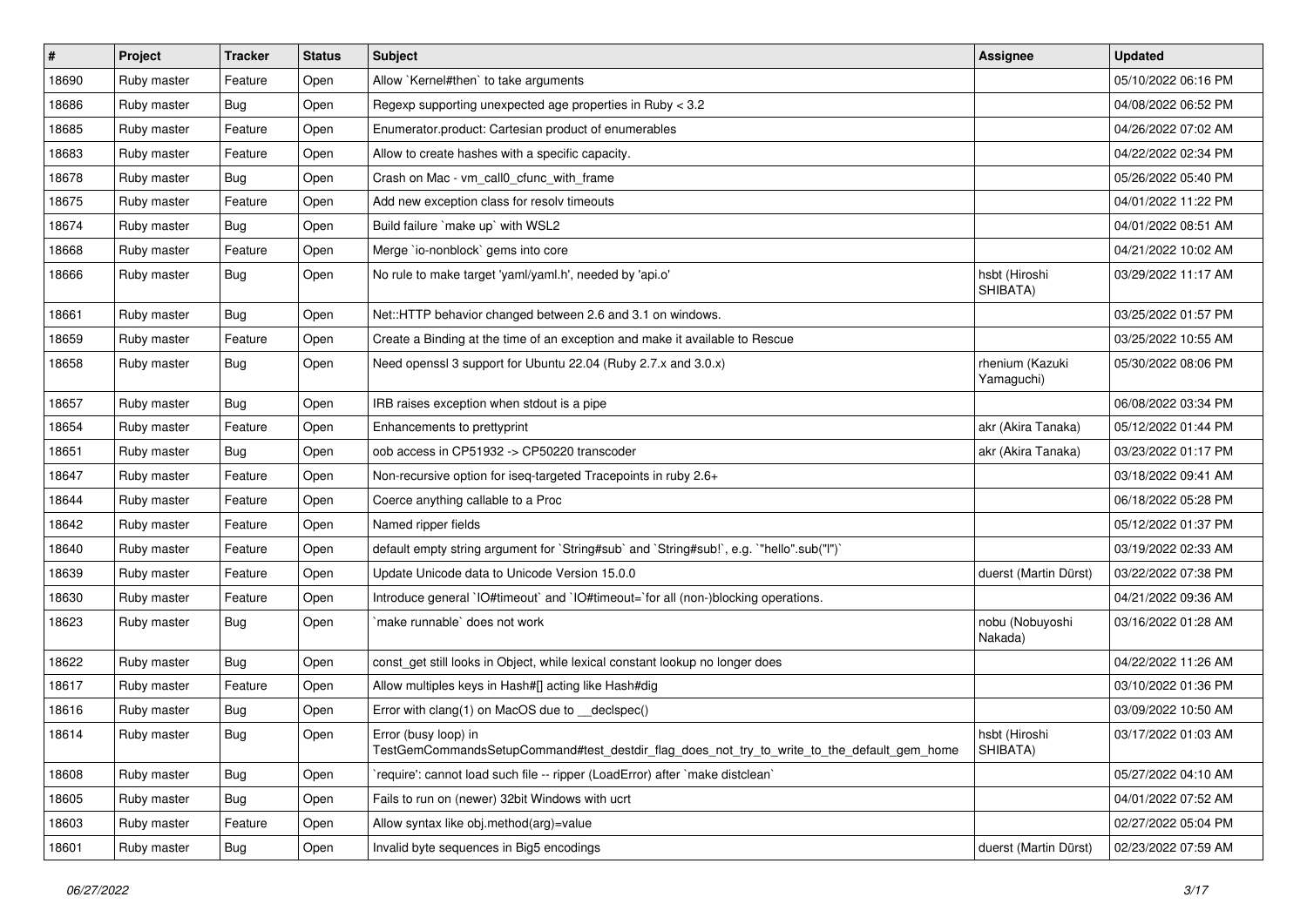| # | Project | Tracker | Status | Subject | Assignee | Updated |
|---|---|---|---|---|---|---|
| 18690 | Ruby master | Feature | Open | Allow `Kernel#then` to take arguments | | 05/10/2022 06:16 PM |
| 18686 | Ruby master | Bug | Open | Regexp supporting unexpected age properties in Ruby < 3.2 | | 04/08/2022 06:52 PM |
| 18685 | Ruby master | Feature | Open | Enumerator.product: Cartesian product of enumerables | | 04/26/2022 07:02 AM |
| 18683 | Ruby master | Feature | Open | Allow to create hashes with a specific capacity. | | 04/22/2022 02:34 PM |
| 18678 | Ruby master | Bug | Open | Crash on Mac - vm_call0_cfunc_with_frame | | 05/26/2022 05:40 PM |
| 18675 | Ruby master | Feature | Open | Add new exception class for resolv timeouts | | 04/01/2022 11:22 PM |
| 18674 | Ruby master | Bug | Open | Build failure `make up` with WSL2 | | 04/01/2022 08:51 AM |
| 18668 | Ruby master | Feature | Open | Merge `io-nonblock` gems into core | | 04/21/2022 10:02 AM |
| 18666 | Ruby master | Bug | Open | No rule to make target 'yaml/yaml.h', needed by 'api.o' | hsbt (Hiroshi SHIBATA) | 03/29/2022 11:17 AM |
| 18661 | Ruby master | Bug | Open | Net::HTTP behavior changed between 2.6 and 3.1 on windows. | | 03/25/2022 01:57 PM |
| 18659 | Ruby master | Feature | Open | Create a Binding at the time of an exception and make it available to Rescue | | 03/25/2022 10:55 AM |
| 18658 | Ruby master | Bug | Open | Need openssl 3 support for Ubuntu 22.04 (Ruby 2.7.x and 3.0.x) | rhenium (Kazuki Yamaguchi) | 05/30/2022 08:06 PM |
| 18657 | Ruby master | Bug | Open | IRB raises exception when stdout is a pipe | | 06/08/2022 03:34 PM |
| 18654 | Ruby master | Feature | Open | Enhancements to prettyprint | akr (Akira Tanaka) | 05/12/2022 01:44 PM |
| 18651 | Ruby master | Bug | Open | oob access in CP51932 -> CP50220 transcoder | akr (Akira Tanaka) | 03/23/2022 01:17 PM |
| 18647 | Ruby master | Feature | Open | Non-recursive option for iseq-targeted Tracepoints in ruby 2.6+ | | 03/18/2022 09:41 AM |
| 18644 | Ruby master | Feature | Open | Coerce anything callable to a Proc | | 06/18/2022 05:28 PM |
| 18642 | Ruby master | Feature | Open | Named ripper fields | | 05/12/2022 01:37 PM |
| 18640 | Ruby master | Feature | Open | default empty string argument for `String#sub` and `String#sub!`, e.g. `"hello".sub("l")` | | 03/19/2022 02:33 AM |
| 18639 | Ruby master | Feature | Open | Update Unicode data to Unicode Version 15.0.0 | duerst (Martin Dürst) | 03/22/2022 07:38 PM |
| 18630 | Ruby master | Feature | Open | Introduce general `IO#timeout` and `IO#timeout=`for all (non-)blocking operations. | | 04/21/2022 09:36 AM |
| 18623 | Ruby master | Bug | Open | `make runnable` does not work | nobu (Nobuyoshi Nakada) | 03/16/2022 01:28 AM |
| 18622 | Ruby master | Bug | Open | const_get still looks in Object, while lexical constant lookup no longer does | | 04/22/2022 11:26 AM |
| 18617 | Ruby master | Feature | Open | Allow multiples keys in Hash#[] acting like Hash#dig | | 03/10/2022 01:36 PM |
| 18616 | Ruby master | Bug | Open | Error with clang(1) on MacOS due to __declspec() | | 03/09/2022 10:50 AM |
| 18614 | Ruby master | Bug | Open | Error (busy loop) in TestGemCommandsSetupCommand#test_destdir_flag_does_not_try_to_write_to_the_default_gem_home | hsbt (Hiroshi SHIBATA) | 03/17/2022 01:03 AM |
| 18608 | Ruby master | Bug | Open | `require': cannot load such file -- ripper (LoadError) after `make distclean` | | 05/27/2022 04:10 AM |
| 18605 | Ruby master | Bug | Open | Fails to run on (newer) 32bit Windows with ucrt | | 04/01/2022 07:52 AM |
| 18603 | Ruby master | Feature | Open | Allow syntax like obj.method(arg)=value | | 02/27/2022 05:04 PM |
| 18601 | Ruby master | Bug | Open | Invalid byte sequences in Big5 encodings | duerst (Martin Dürst) | 02/23/2022 07:59 AM |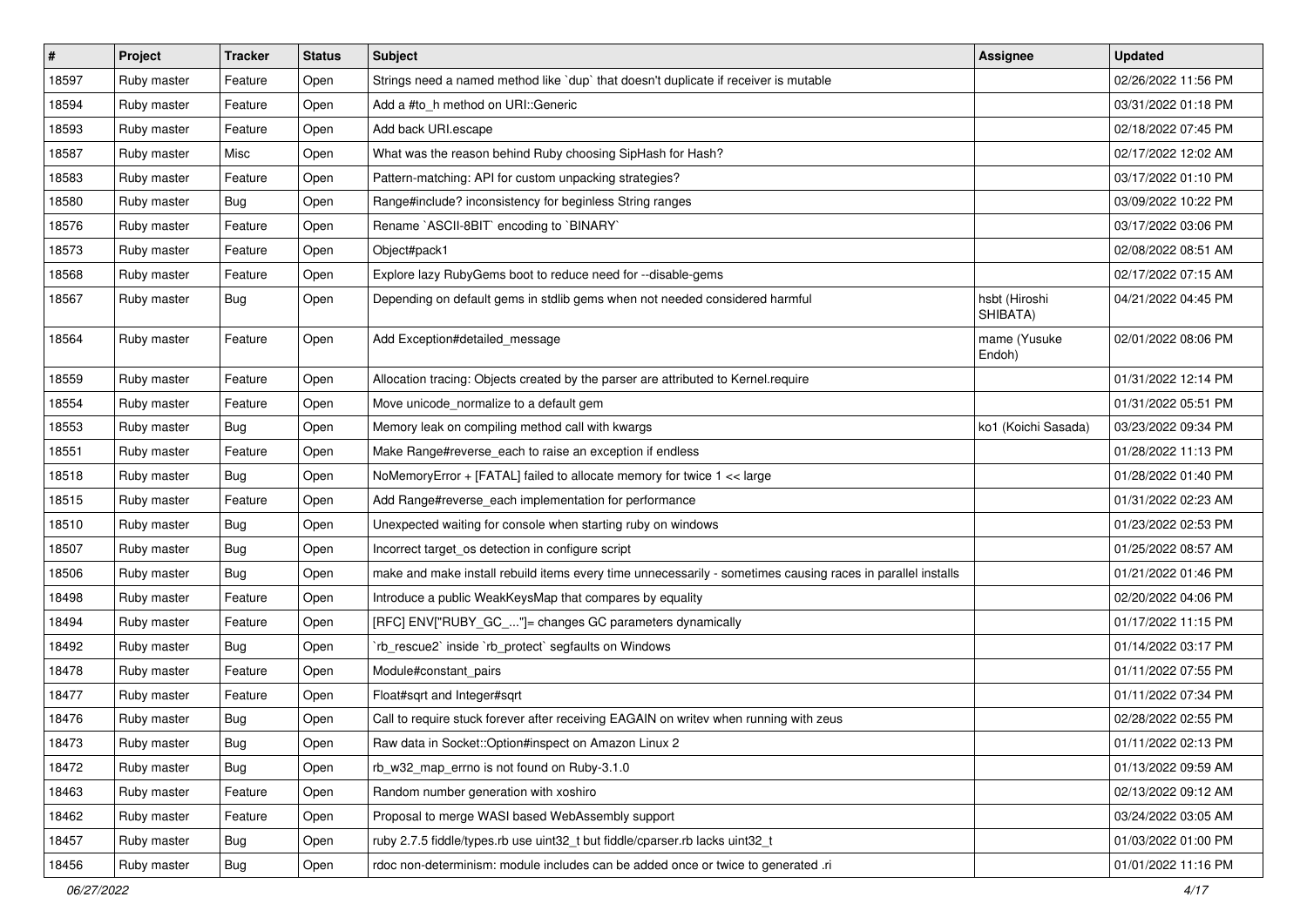| # | Project | Tracker | Status | Subject | Assignee | Updated |
| --- | --- | --- | --- | --- | --- | --- |
| 18597 | Ruby master | Feature | Open | Strings need a named method like `dup` that doesn't duplicate if receiver is mutable | | 02/26/2022 11:56 PM |
| 18594 | Ruby master | Feature | Open | Add a #to_h method on URI::Generic | | 03/31/2022 01:18 PM |
| 18593 | Ruby master | Feature | Open | Add back URI.escape | | 02/18/2022 07:45 PM |
| 18587 | Ruby master | Misc | Open | What was the reason behind Ruby choosing SipHash for Hash? | | 02/17/2022 12:02 AM |
| 18583 | Ruby master | Feature | Open | Pattern-matching: API for custom unpacking strategies? | | 03/17/2022 01:10 PM |
| 18580 | Ruby master | Bug | Open | Range#include? inconsistency for beginless String ranges | | 03/09/2022 10:22 PM |
| 18576 | Ruby master | Feature | Open | Rename `ASCII-8BIT` encoding to `BINARY` | | 03/17/2022 03:06 PM |
| 18573 | Ruby master | Feature | Open | Object#pack1 | | 02/08/2022 08:51 AM |
| 18568 | Ruby master | Feature | Open | Explore lazy RubyGems boot to reduce need for --disable-gems | | 02/17/2022 07:15 AM |
| 18567 | Ruby master | Bug | Open | Depending on default gems in stdlib gems when not needed considered harmful | hsbt (Hiroshi SHIBATA) | 04/21/2022 04:45 PM |
| 18564 | Ruby master | Feature | Open | Add Exception#detailed_message | mame (Yusuke Endoh) | 02/01/2022 08:06 PM |
| 18559 | Ruby master | Feature | Open | Allocation tracing: Objects created by the parser are attributed to Kernel.require | | 01/31/2022 12:14 PM |
| 18554 | Ruby master | Feature | Open | Move unicode_normalize to a default gem | | 01/31/2022 05:51 PM |
| 18553 | Ruby master | Bug | Open | Memory leak on compiling method call with kwargs | ko1 (Koichi Sasada) | 03/23/2022 09:34 PM |
| 18551 | Ruby master | Feature | Open | Make Range#reverse_each to raise an exception if endless | | 01/28/2022 11:13 PM |
| 18518 | Ruby master | Bug | Open | NoMemoryError + [FATAL] failed to allocate memory for twice 1 << large | | 01/28/2022 01:40 PM |
| 18515 | Ruby master | Feature | Open | Add Range#reverse_each implementation for performance | | 01/31/2022 02:23 AM |
| 18510 | Ruby master | Bug | Open | Unexpected waiting for console when starting ruby on windows | | 01/23/2022 02:53 PM |
| 18507 | Ruby master | Bug | Open | Incorrect target_os detection in configure script | | 01/25/2022 08:57 AM |
| 18506 | Ruby master | Bug | Open | make and make install rebuild items every time unnecessarily - sometimes causing races in parallel installs | | 01/21/2022 01:46 PM |
| 18498 | Ruby master | Feature | Open | Introduce a public WeakKeysMap that compares by equality | | 02/20/2022 04:06 PM |
| 18494 | Ruby master | Feature | Open | [RFC] ENV["RUBY_GC_..."]= changes GC parameters dynamically | | 01/17/2022 11:15 PM |
| 18492 | Ruby master | Bug | Open | `rb_rescue2` inside `rb_protect` segfaults on Windows | | 01/14/2022 03:17 PM |
| 18478 | Ruby master | Feature | Open | Module#constant_pairs | | 01/11/2022 07:55 PM |
| 18477 | Ruby master | Feature | Open | Float#sqrt and Integer#sqrt | | 01/11/2022 07:34 PM |
| 18476 | Ruby master | Bug | Open | Call to require stuck forever after receiving EAGAIN on writev when running with zeus | | 02/28/2022 02:55 PM |
| 18473 | Ruby master | Bug | Open | Raw data in Socket::Option#inspect on Amazon Linux 2 | | 01/11/2022 02:13 PM |
| 18472 | Ruby master | Bug | Open | rb_w32_map_errno is not found on Ruby-3.1.0 | | 01/13/2022 09:59 AM |
| 18463 | Ruby master | Feature | Open | Random number generation with xoshiro | | 02/13/2022 09:12 AM |
| 18462 | Ruby master | Feature | Open | Proposal to merge WASI based WebAssembly support | | 03/24/2022 03:05 AM |
| 18457 | Ruby master | Bug | Open | ruby 2.7.5 fiddle/types.rb use uint32_t but fiddle/cparser.rb lacks uint32_t | | 01/03/2022 01:00 PM |
| 18456 | Ruby master | Bug | Open | rdoc non-determinism: module includes can be added once or twice to generated .ri | | 01/01/2022 11:16 PM |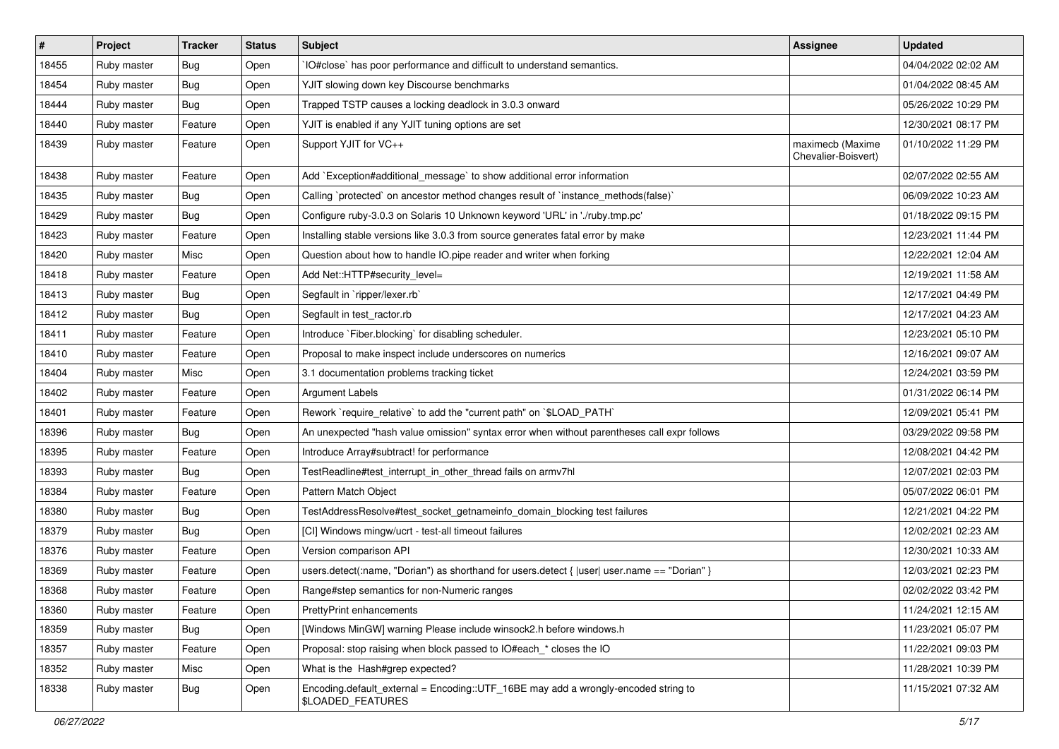| # | Project | Tracker | Status | Subject | Assignee | Updated |
|---|---|---|---|---|---|---|
| 18455 | Ruby master | Bug | Open | `IO#close` has poor performance and difficult to understand semantics. | | 04/04/2022 02:02 AM |
| 18454 | Ruby master | Bug | Open | YJIT slowing down key Discourse benchmarks | | 01/04/2022 08:45 AM |
| 18444 | Ruby master | Bug | Open | Trapped TSTP causes a locking deadlock in 3.0.3 onward | | 05/26/2022 10:29 PM |
| 18440 | Ruby master | Feature | Open | YJIT is enabled if any YJIT tuning options are set | | 12/30/2021 08:17 PM |
| 18439 | Ruby master | Feature | Open | Support YJIT for VC++ | maximecb (Maxime Chevalier-Boisvert) | 01/10/2022 11:29 PM |
| 18438 | Ruby master | Feature | Open | Add `Exception#additional_message` to show additional error information | | 02/07/2022 02:55 AM |
| 18435 | Ruby master | Bug | Open | Calling `protected` on ancestor method changes result of `instance_methods(false)` | | 06/09/2022 10:23 AM |
| 18429 | Ruby master | Bug | Open | Configure ruby-3.0.3 on Solaris 10 Unknown keyword 'URL' in './ruby.tmp.pc' | | 01/18/2022 09:15 PM |
| 18423 | Ruby master | Feature | Open | Installing stable versions like 3.0.3 from source generates fatal error by make | | 12/23/2021 11:44 PM |
| 18420 | Ruby master | Misc | Open | Question about how to handle IO.pipe reader and writer when forking | | 12/22/2021 12:04 AM |
| 18418 | Ruby master | Feature | Open | Add Net::HTTP#security_level= | | 12/19/2021 11:58 AM |
| 18413 | Ruby master | Bug | Open | Segfault in `ripper/lexer.rb` | | 12/17/2021 04:49 PM |
| 18412 | Ruby master | Bug | Open | Segfault in test_ractor.rb | | 12/17/2021 04:23 AM |
| 18411 | Ruby master | Feature | Open | Introduce `Fiber.blocking` for disabling scheduler. | | 12/23/2021 05:10 PM |
| 18410 | Ruby master | Feature | Open | Proposal to make inspect include underscores on numerics | | 12/16/2021 09:07 AM |
| 18404 | Ruby master | Misc | Open | 3.1 documentation problems tracking ticket | | 12/24/2021 03:59 PM |
| 18402 | Ruby master | Feature | Open | Argument Labels | | 01/31/2022 06:14 PM |
| 18401 | Ruby master | Feature | Open | Rework `require_relative` to add the "current path" on `$LOAD_PATH` | | 12/09/2021 05:41 PM |
| 18396 | Ruby master | Bug | Open | An unexpected "hash value omission" syntax error when without parentheses call expr follows | | 03/29/2022 09:58 PM |
| 18395 | Ruby master | Feature | Open | Introduce Array#subtract! for performance | | 12/08/2021 04:42 PM |
| 18393 | Ruby master | Bug | Open | TestReadline#test_interrupt_in_other_thread fails on armv7hl | | 12/07/2021 02:03 PM |
| 18384 | Ruby master | Feature | Open | Pattern Match Object | | 05/07/2022 06:01 PM |
| 18380 | Ruby master | Bug | Open | TestAddressResolve#test_socket_getnameinfo_domain_blocking test failures | | 12/21/2021 04:22 PM |
| 18379 | Ruby master | Bug | Open | [CI] Windows mingw/ucrt - test-all timeout failures | | 12/02/2021 02:23 AM |
| 18376 | Ruby master | Feature | Open | Version comparison API | | 12/30/2021 10:33 AM |
| 18369 | Ruby master | Feature | Open | users.detect(:name, "Dorian") as shorthand for users.detect { \|user\| user.name == "Dorian" } | | 12/03/2021 02:23 PM |
| 18368 | Ruby master | Feature | Open | Range#step semantics for non-Numeric ranges | | 02/02/2022 03:42 PM |
| 18360 | Ruby master | Feature | Open | PrettyPrint enhancements | | 11/24/2021 12:15 AM |
| 18359 | Ruby master | Bug | Open | [Windows MinGW] warning Please include winsock2.h before windows.h | | 11/23/2021 05:07 PM |
| 18357 | Ruby master | Feature | Open | Proposal: stop raising when block passed to IO#each_* closes the IO | | 11/22/2021 09:03 PM |
| 18352 | Ruby master | Misc | Open | What is the Hash#grep expected? | | 11/28/2021 10:39 PM |
| 18338 | Ruby master | Bug | Open | Encoding.default_external = Encoding::UTF_16BE may add a wrongly-encoded string to $LOADED_FEATURES | | 11/15/2021 07:32 AM |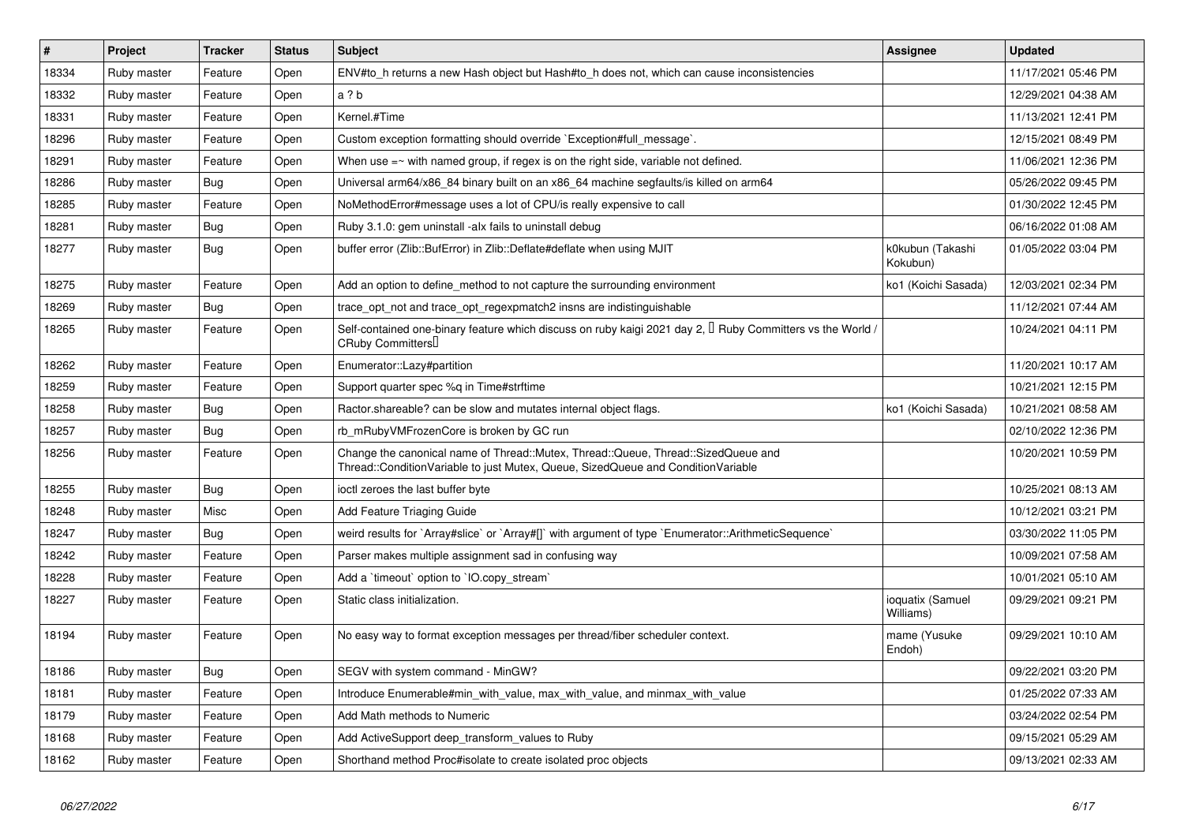| # | Project | Tracker | Status | Subject | Assignee | Updated |
|---|---|---|---|---|---|---|
| 18334 | Ruby master | Feature | Open | ENV#to_h returns a new Hash object but Hash#to_h does not, which can cause inconsistencies | | 11/17/2021 05:46 PM |
| 18332 | Ruby master | Feature | Open | a ? b | | 12/29/2021 04:38 AM |
| 18331 | Ruby master | Feature | Open | Kernel.#Time | | 11/13/2021 12:41 PM |
| 18296 | Ruby master | Feature | Open | Custom exception formatting should override `Exception#full_message`. | | 12/15/2021 08:49 PM |
| 18291 | Ruby master | Feature | Open | When use =~ with named group, if regex is on the right side, variable not defined. | | 11/06/2021 12:36 PM |
| 18286 | Ruby master | Bug | Open | Universal arm64/x86_84 binary built on an x86_64 machine segfaults/is killed on arm64 | | 05/26/2022 09:45 PM |
| 18285 | Ruby master | Feature | Open | NoMethodError#message uses a lot of CPU/is really expensive to call | | 01/30/2022 12:45 PM |
| 18281 | Ruby master | Bug | Open | Ruby 3.1.0: gem uninstall -alx fails to uninstall debug | | 06/16/2022 01:08 AM |
| 18277 | Ruby master | Bug | Open | buffer error (Zlib::BufError) in Zlib::Deflate#deflate when using MJIT | k0kubun (Takashi Kokubun) | 01/05/2022 03:04 PM |
| 18275 | Ruby master | Feature | Open | Add an option to define_method to not capture the surrounding environment | ko1 (Koichi Sasada) | 12/03/2021 02:34 PM |
| 18269 | Ruby master | Bug | Open | trace_opt_not and trace_opt_regexpmatch2 insns are indistinguishable | | 11/12/2021 07:44 AM |
| 18265 | Ruby master | Feature | Open | Self-contained one-binary feature which discuss on ruby kaigi 2021 day 2, 「Ruby Committers vs the World / CRuby Committers」 | | 10/24/2021 04:11 PM |
| 18262 | Ruby master | Feature | Open | Enumerator::Lazy#partition | | 11/20/2021 10:17 AM |
| 18259 | Ruby master | Feature | Open | Support quarter spec %q in Time#strftime | | 10/21/2021 12:15 PM |
| 18258 | Ruby master | Bug | Open | Ractor.shareable? can be slow and mutates internal object flags. | ko1 (Koichi Sasada) | 10/21/2021 08:58 AM |
| 18257 | Ruby master | Bug | Open | rb_mRubyVMFrozenCore is broken by GC run | | 02/10/2022 12:36 PM |
| 18256 | Ruby master | Feature | Open | Change the canonical name of Thread::Mutex, Thread::Queue, Thread::SizedQueue and Thread::ConditionVariable to just Mutex, Queue, SizedQueue and ConditionVariable | | 10/20/2021 10:59 PM |
| 18255 | Ruby master | Bug | Open | ioctl zeroes the last buffer byte | | 10/25/2021 08:13 AM |
| 18248 | Ruby master | Misc | Open | Add Feature Triaging Guide | | 10/12/2021 03:21 PM |
| 18247 | Ruby master | Bug | Open | weird results for `Array#slice` or `Array#[]` with argument of type `Enumerator::ArithmeticSequence` | | 03/30/2022 11:05 PM |
| 18242 | Ruby master | Feature | Open | Parser makes multiple assignment sad in confusing way | | 10/09/2021 07:58 AM |
| 18228 | Ruby master | Feature | Open | Add a `timeout` option to `IO.copy_stream` | | 10/01/2021 05:10 AM |
| 18227 | Ruby master | Feature | Open | Static class initialization. | ioquatix (Samuel Williams) | 09/29/2021 09:21 PM |
| 18194 | Ruby master | Feature | Open | No easy way to format exception messages per thread/fiber scheduler context. | mame (Yusuke Endoh) | 09/29/2021 10:10 AM |
| 18186 | Ruby master | Bug | Open | SEGV with system command - MinGW? | | 09/22/2021 03:20 PM |
| 18181 | Ruby master | Feature | Open | Introduce Enumerable#min_with_value, max_with_value, and minmax_with_value | | 01/25/2022 07:33 AM |
| 18179 | Ruby master | Feature | Open | Add Math methods to Numeric | | 03/24/2022 02:54 PM |
| 18168 | Ruby master | Feature | Open | Add ActiveSupport deep_transform_values to Ruby | | 09/15/2021 05:29 AM |
| 18162 | Ruby master | Feature | Open | Shorthand method Proc#isolate to create isolated proc objects | | 09/13/2021 02:33 AM |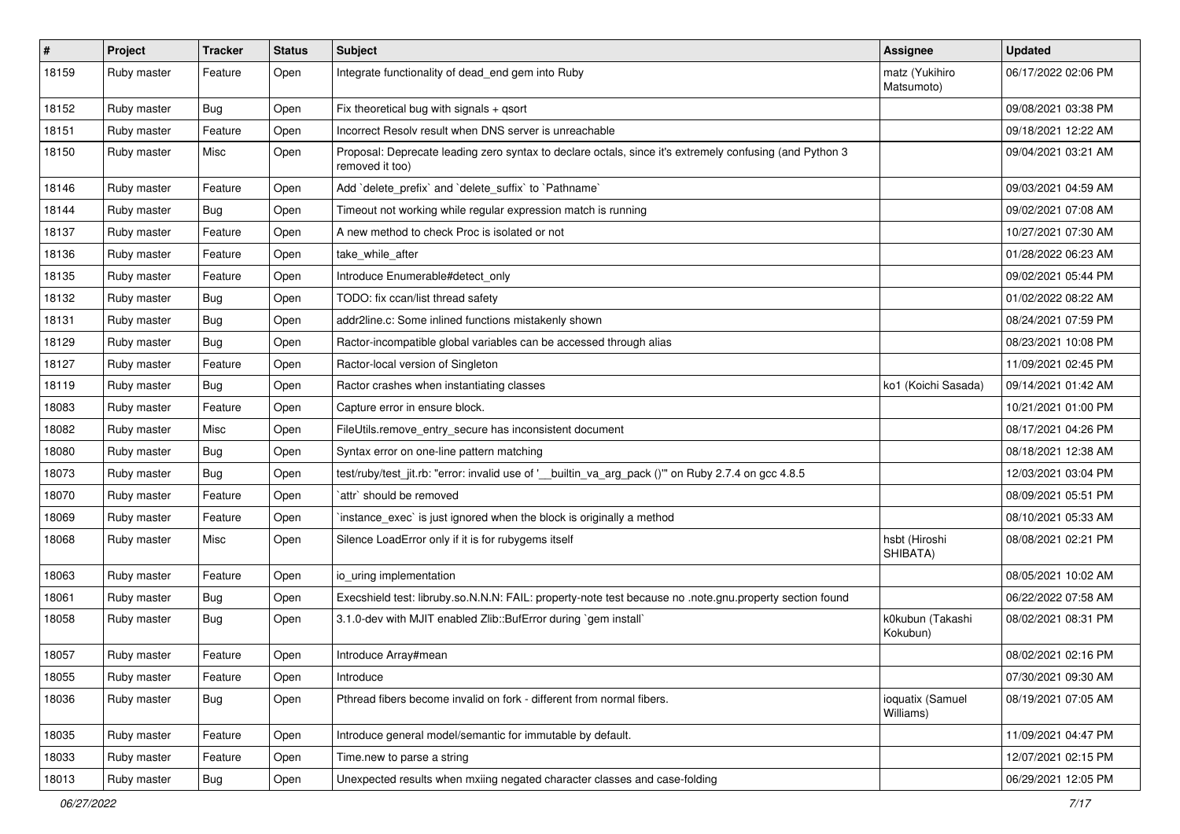| # | Project | Tracker | Status | Subject | Assignee | Updated |
|---|---|---|---|---|---|---|
| 18159 | Ruby master | Feature | Open | Integrate functionality of dead_end gem into Ruby | matz (Yukihiro Matsumoto) | 06/17/2022 02:06 PM |
| 18152 | Ruby master | Bug | Open | Fix theoretical bug with signals + qsort | | 09/08/2021 03:38 PM |
| 18151 | Ruby master | Feature | Open | Incorrect Resolv result when DNS server is unreachable | | 09/18/2021 12:22 AM |
| 18150 | Ruby master | Misc | Open | Proposal: Deprecate leading zero syntax to declare octals, since it's extremely confusing (and Python 3 removed it too) | | 09/04/2021 03:21 AM |
| 18146 | Ruby master | Feature | Open | Add `delete_prefix` and `delete_suffix` to `Pathname` | | 09/03/2021 04:59 AM |
| 18144 | Ruby master | Bug | Open | Timeout not working while regular expression match is running | | 09/02/2021 07:08 AM |
| 18137 | Ruby master | Feature | Open | A new method to check Proc is isolated or not | | 10/27/2021 07:30 AM |
| 18136 | Ruby master | Feature | Open | take_while_after | | 01/28/2022 06:23 AM |
| 18135 | Ruby master | Feature | Open | Introduce Enumerable#detect_only | | 09/02/2021 05:44 PM |
| 18132 | Ruby master | Bug | Open | TODO: fix ccan/list thread safety | | 01/02/2022 08:22 AM |
| 18131 | Ruby master | Bug | Open | addr2line.c: Some inlined functions mistakenly shown | | 08/24/2021 07:59 PM |
| 18129 | Ruby master | Bug | Open | Ractor-incompatible global variables can be accessed through alias | | 08/23/2021 10:08 PM |
| 18127 | Ruby master | Feature | Open | Ractor-local version of Singleton | | 11/09/2021 02:45 PM |
| 18119 | Ruby master | Bug | Open | Ractor crashes when instantiating classes | ko1 (Koichi Sasada) | 09/14/2021 01:42 AM |
| 18083 | Ruby master | Feature | Open | Capture error in ensure block. | | 10/21/2021 01:00 PM |
| 18082 | Ruby master | Misc | Open | FileUtils.remove_entry_secure has inconsistent document | | 08/17/2021 04:26 PM |
| 18080 | Ruby master | Bug | Open | Syntax error on one-line pattern matching | | 08/18/2021 12:38 AM |
| 18073 | Ruby master | Bug | Open | test/ruby/test_jit.rb: "error: invalid use of '__builtin_va_arg_pack ()'" on Ruby 2.7.4 on gcc 4.8.5 | | 12/03/2021 03:04 PM |
| 18070 | Ruby master | Feature | Open | `attr` should be removed | | 08/09/2021 05:51 PM |
| 18069 | Ruby master | Feature | Open | `instance_exec` is just ignored when the block is originally a method | | 08/10/2021 05:33 AM |
| 18068 | Ruby master | Misc | Open | Silence LoadError only if it is for rubygems itself | hsbt (Hiroshi SHIBATA) | 08/08/2021 02:21 PM |
| 18063 | Ruby master | Feature | Open | io_uring implementation | | 08/05/2021 10:02 AM |
| 18061 | Ruby master | Bug | Open | Execshield test: libruby.so.N.N.N: FAIL: property-note test because no .note.gnu.property section found | | 06/22/2022 07:58 AM |
| 18058 | Ruby master | Bug | Open | 3.1.0-dev with MJIT enabled Zlib::BufError during `gem install` | k0kubun (Takashi Kokubun) | 08/02/2021 08:31 PM |
| 18057 | Ruby master | Feature | Open | Introduce Array#mean | | 08/02/2021 02:16 PM |
| 18055 | Ruby master | Feature | Open | Introduce | | 07/30/2021 09:30 AM |
| 18036 | Ruby master | Bug | Open | Pthread fibers become invalid on fork - different from normal fibers. | ioquatix (Samuel Williams) | 08/19/2021 07:05 AM |
| 18035 | Ruby master | Feature | Open | Introduce general model/semantic for immutable by default. | | 11/09/2021 04:47 PM |
| 18033 | Ruby master | Feature | Open | Time.new to parse a string | | 12/07/2021 02:15 PM |
| 18013 | Ruby master | Bug | Open | Unexpected results when mxiing negated character classes and case-folding | | 06/29/2021 12:05 PM |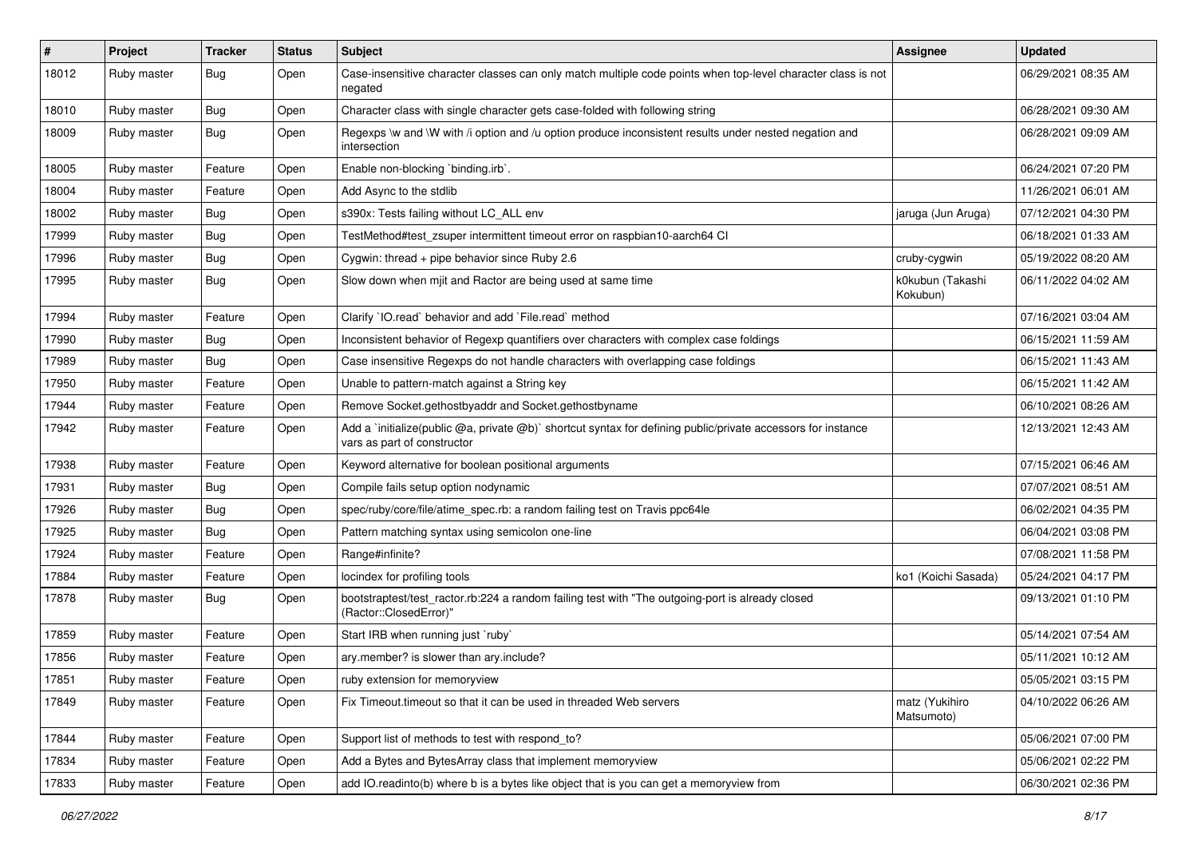| # | Project | Tracker | Status | Subject | Assignee | Updated |
|---|---|---|---|---|---|---|
| 18012 | Ruby master | Bug | Open | Case-insensitive character classes can only match multiple code points when top-level character class is not negated | | 06/29/2021 08:35 AM |
| 18010 | Ruby master | Bug | Open | Character class with single character gets case-folded with following string | | 06/28/2021 09:30 AM |
| 18009 | Ruby master | Bug | Open | Regexps \w and \W with /i option and /u option produce inconsistent results under nested negation and intersection | | 06/28/2021 09:09 AM |
| 18005 | Ruby master | Feature | Open | Enable non-blocking `binding.irb`. | | 06/24/2021 07:20 PM |
| 18004 | Ruby master | Feature | Open | Add Async to the stdlib | | 11/26/2021 06:01 AM |
| 18002 | Ruby master | Bug | Open | s390x: Tests failing without LC_ALL env | jaruga (Jun Aruga) | 07/12/2021 04:30 PM |
| 17999 | Ruby master | Bug | Open | TestMethod#test_zsuper intermittent timeout error on raspbian10-aarch64 CI | | 06/18/2021 01:33 AM |
| 17996 | Ruby master | Bug | Open | Cygwin: thread + pipe behavior since Ruby 2.6 | cruby-cygwin | 05/19/2022 08:20 AM |
| 17995 | Ruby master | Bug | Open | Slow down when mjit and Ractor are being used at same time | k0kubun (Takashi Kokubun) | 06/11/2022 04:02 AM |
| 17994 | Ruby master | Feature | Open | Clarify `IO.read` behavior and add `File.read` method | | 07/16/2021 03:04 AM |
| 17990 | Ruby master | Bug | Open | Inconsistent behavior of Regexp quantifiers over characters with complex case foldings | | 06/15/2021 11:59 AM |
| 17989 | Ruby master | Bug | Open | Case insensitive Regexps do not handle characters with overlapping case foldings | | 06/15/2021 11:43 AM |
| 17950 | Ruby master | Feature | Open | Unable to pattern-match against a String key | | 06/15/2021 11:42 AM |
| 17944 | Ruby master | Feature | Open | Remove Socket.gethostbyaddr and Socket.gethostbyname | | 06/10/2021 08:26 AM |
| 17942 | Ruby master | Feature | Open | Add a `initialize(public @a, private @b)` shortcut syntax for defining public/private accessors for instance vars as part of constructor | | 12/13/2021 12:43 AM |
| 17938 | Ruby master | Feature | Open | Keyword alternative for boolean positional arguments | | 07/15/2021 06:46 AM |
| 17931 | Ruby master | Bug | Open | Compile fails setup option nodynamic | | 07/07/2021 08:51 AM |
| 17926 | Ruby master | Bug | Open | spec/ruby/core/file/atime_spec.rb: a random failing test on Travis ppc64le | | 06/02/2021 04:35 PM |
| 17925 | Ruby master | Bug | Open | Pattern matching syntax using semicolon one-line | | 06/04/2021 03:08 PM |
| 17924 | Ruby master | Feature | Open | Range#infinite? | | 07/08/2021 11:58 PM |
| 17884 | Ruby master | Feature | Open | locindex for profiling tools | ko1 (Koichi Sasada) | 05/24/2021 04:17 PM |
| 17878 | Ruby master | Bug | Open | bootstraptest/test_ractor.rb:224 a random failing test with "The outgoing-port is already closed (Ractor::ClosedError)" | | 09/13/2021 01:10 PM |
| 17859 | Ruby master | Feature | Open | Start IRB when running just `ruby` | | 05/14/2021 07:54 AM |
| 17856 | Ruby master | Feature | Open | ary.member? is slower than ary.include? | | 05/11/2021 10:12 AM |
| 17851 | Ruby master | Feature | Open | ruby extension for memoryview | | 05/05/2021 03:15 PM |
| 17849 | Ruby master | Feature | Open | Fix Timeout.timeout so that it can be used in threaded Web servers | matz (Yukihiro Matsumoto) | 04/10/2022 06:26 AM |
| 17844 | Ruby master | Feature | Open | Support list of methods to test with respond_to? | | 05/06/2021 07:00 PM |
| 17834 | Ruby master | Feature | Open | Add a Bytes and BytesArray class that implement memoryview | | 05/06/2021 02:22 PM |
| 17833 | Ruby master | Feature | Open | add IO.readinto(b) where b is a bytes like object that is you can get a memoryview from | | 06/30/2021 02:36 PM |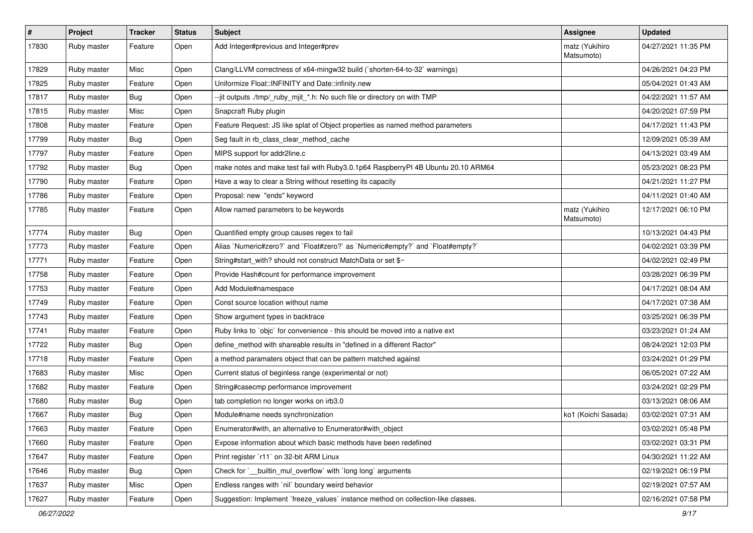| # | Project | Tracker | Status | Subject | Assignee | Updated |
|---|---|---|---|---|---|---|
| 17830 | Ruby master | Feature | Open | Add Integer#previous and Integer#prev | matz (Yukihiro Matsumoto) | 04/27/2021 11:35 PM |
| 17829 | Ruby master | Misc | Open | Clang/LLVM correctness of x64-mingw32 build (`shorten-64-to-32` warnings) | | 04/26/2021 04:23 PM |
| 17825 | Ruby master | Feature | Open | Uniformize Float::INFINITY and Date::infinity.new | | 05/04/2021 01:43 AM |
| 17817 | Ruby master | Bug | Open | --jit outputs ./tmp/_ruby_mjit_*.h: No such file or directory on with TMP | | 04/22/2021 11:57 AM |
| 17815 | Ruby master | Misc | Open | Snapcraft Ruby plugin | | 04/20/2021 07:59 PM |
| 17808 | Ruby master | Feature | Open | Feature Request: JS like splat of Object properties as named method parameters | | 04/17/2021 11:43 PM |
| 17799 | Ruby master | Bug | Open | Seg fault in rb_class_clear_method_cache | | 12/09/2021 05:39 AM |
| 17797 | Ruby master | Feature | Open | MIPS support for addr2line.c | | 04/13/2021 03:49 AM |
| 17792 | Ruby master | Bug | Open | make notes and make test fail with Ruby3.0.1p64 RaspberryPI 4B Ubuntu 20.10 ARM64 | | 05/23/2021 08:23 PM |
| 17790 | Ruby master | Feature | Open | Have a way to clear a String without resetting its capacity | | 04/21/2021 11:27 PM |
| 17786 | Ruby master | Feature | Open | Proposal: new "ends" keyword | | 04/11/2021 01:40 AM |
| 17785 | Ruby master | Feature | Open | Allow named parameters to be keywords | matz (Yukihiro Matsumoto) | 12/17/2021 06:10 PM |
| 17774 | Ruby master | Bug | Open | Quantified empty group causes regex to fail | | 10/13/2021 04:43 PM |
| 17773 | Ruby master | Feature | Open | Alias `Numeric#zero?` and `Float#zero?` as `Numeric#empty?` and `Float#empty?` | | 04/02/2021 03:39 PM |
| 17771 | Ruby master | Feature | Open | String#start_with? should not construct MatchData or set $~ | | 04/02/2021 02:49 PM |
| 17758 | Ruby master | Feature | Open | Provide Hash#count for performance improvement | | 03/28/2021 06:39 PM |
| 17753 | Ruby master | Feature | Open | Add Module#namespace | | 04/17/2021 08:04 AM |
| 17749 | Ruby master | Feature | Open | Const source location without name | | 04/17/2021 07:38 AM |
| 17743 | Ruby master | Feature | Open | Show argument types in backtrace | | 03/25/2021 06:39 PM |
| 17741 | Ruby master | Feature | Open | Ruby links to `objc` for convenience - this should be moved into a native ext | | 03/23/2021 01:24 AM |
| 17722 | Ruby master | Bug | Open | define_method with shareable results in "defined in a different Ractor" | | 08/24/2021 12:03 PM |
| 17718 | Ruby master | Feature | Open | a method paramaters object that can be pattern matched against | | 03/24/2021 01:29 PM |
| 17683 | Ruby master | Misc | Open | Current status of beginless range (experimental or not) | | 06/05/2021 07:22 AM |
| 17682 | Ruby master | Feature | Open | String#casecmp performance improvement | | 03/24/2021 02:29 PM |
| 17680 | Ruby master | Bug | Open | tab completion no longer works on irb3.0 | | 03/13/2021 08:06 AM |
| 17667 | Ruby master | Bug | Open | Module#name needs synchronization | ko1 (Koichi Sasada) | 03/02/2021 07:31 AM |
| 17663 | Ruby master | Feature | Open | Enumerator#with, an alternative to Enumerator#with_object | | 03/02/2021 05:48 PM |
| 17660 | Ruby master | Feature | Open | Expose information about which basic methods have been redefined | | 03/02/2021 03:31 PM |
| 17647 | Ruby master | Feature | Open | Print register `r11` on 32-bit ARM Linux | | 04/30/2021 11:22 AM |
| 17646 | Ruby master | Bug | Open | Check for `__builtin_mul_overflow` with `long long` arguments | | 02/19/2021 06:19 PM |
| 17637 | Ruby master | Misc | Open | Endless ranges with `nil` boundary weird behavior | | 02/19/2021 07:57 AM |
| 17627 | Ruby master | Feature | Open | Suggestion: Implement `freeze_values` instance method on collection-like classes. | | 02/16/2021 07:58 PM |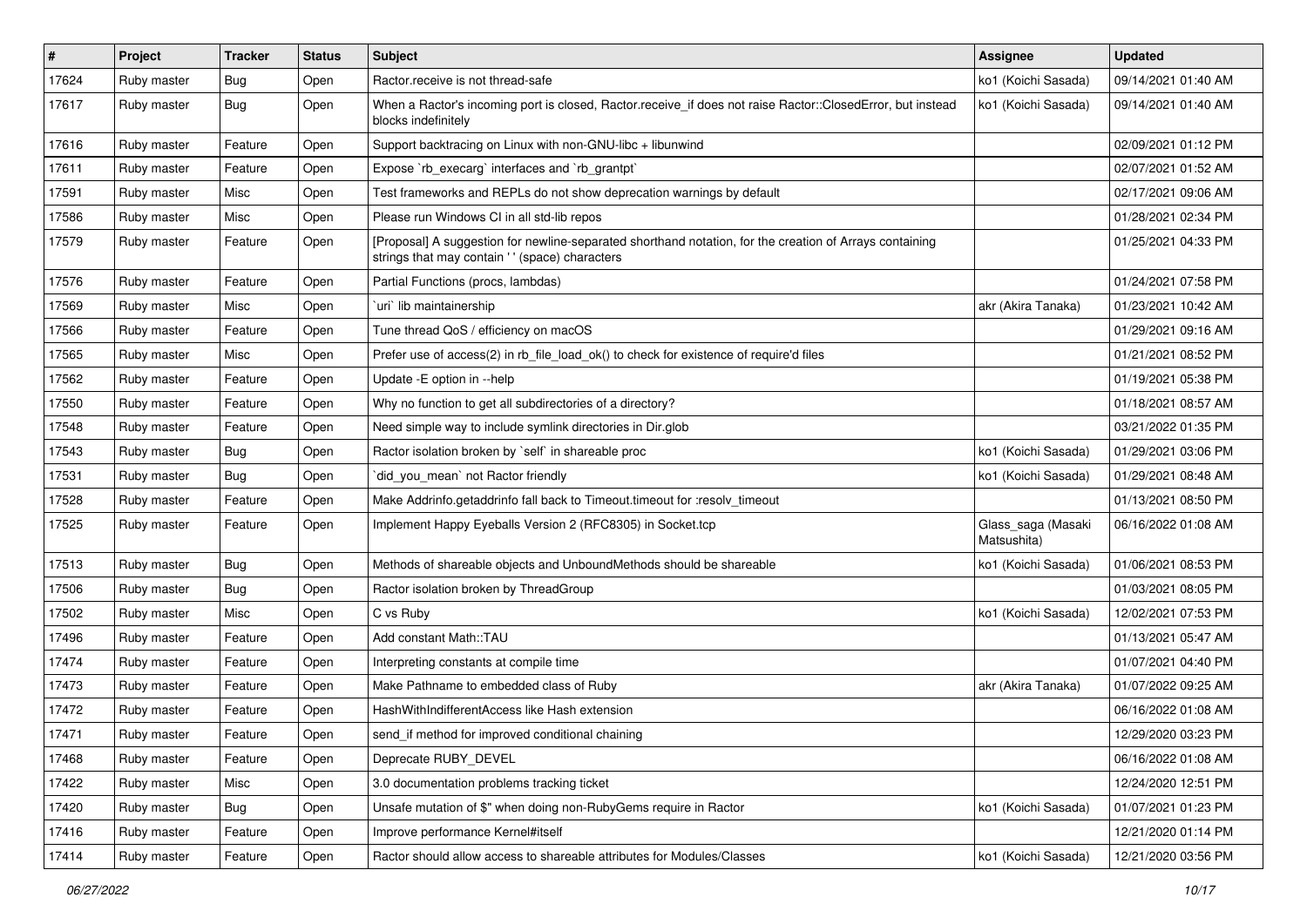| # | Project | Tracker | Status | Subject | Assignee | Updated |
|---|---|---|---|---|---|---|
| 17624 | Ruby master | Bug | Open | Ractor.receive is not thread-safe | ko1 (Koichi Sasada) | 09/14/2021 01:40 AM |
| 17617 | Ruby master | Bug | Open | When a Ractor's incoming port is closed, Ractor.receive_if does not raise Ractor::ClosedError, but instead blocks indefinitely | ko1 (Koichi Sasada) | 09/14/2021 01:40 AM |
| 17616 | Ruby master | Feature | Open | Support backtracing on Linux with non-GNU-libc + libunwind | | 02/09/2021 01:12 PM |
| 17611 | Ruby master | Feature | Open | Expose `rb_execarg` interfaces and `rb_grantpt` | | 02/07/2021 01:52 AM |
| 17591 | Ruby master | Misc | Open | Test frameworks and REPLs do not show deprecation warnings by default | | 02/17/2021 09:06 AM |
| 17586 | Ruby master | Misc | Open | Please run Windows CI in all std-lib repos | | 01/28/2021 02:34 PM |
| 17579 | Ruby master | Feature | Open | [Proposal] A suggestion for newline-separated shorthand notation, for the creation of Arrays containing strings that may contain ' ' (space) characters | | 01/25/2021 04:33 PM |
| 17576 | Ruby master | Feature | Open | Partial Functions (procs, lambdas) | | 01/24/2021 07:58 PM |
| 17569 | Ruby master | Misc | Open | `uri` lib maintainership | akr (Akira Tanaka) | 01/23/2021 10:42 AM |
| 17566 | Ruby master | Feature | Open | Tune thread QoS / efficiency on macOS | | 01/29/2021 09:16 AM |
| 17565 | Ruby master | Misc | Open | Prefer use of access(2) in rb_file_load_ok() to check for existence of require'd files | | 01/21/2021 08:52 PM |
| 17562 | Ruby master | Feature | Open | Update -E option in --help | | 01/19/2021 05:38 PM |
| 17550 | Ruby master | Feature | Open | Why no function to get all subdirectories of a directory? | | 01/18/2021 08:57 AM |
| 17548 | Ruby master | Feature | Open | Need simple way to include symlink directories in Dir.glob | | 03/21/2022 01:35 PM |
| 17543 | Ruby master | Bug | Open | Ractor isolation broken by `self` in shareable proc | ko1 (Koichi Sasada) | 01/29/2021 03:06 PM |
| 17531 | Ruby master | Bug | Open | `did_you_mean` not Ractor friendly | ko1 (Koichi Sasada) | 01/29/2021 08:48 AM |
| 17528 | Ruby master | Feature | Open | Make Addrinfo.getaddrinfo fall back to Timeout.timeout for :resolv_timeout | | 01/13/2021 08:50 PM |
| 17525 | Ruby master | Feature | Open | Implement Happy Eyeballs Version 2 (RFC8305) in Socket.tcp | Glass_saga (Masaki Matsushita) | 06/16/2022 01:08 AM |
| 17513 | Ruby master | Bug | Open | Methods of shareable objects and UnboundMethods should be shareable | ko1 (Koichi Sasada) | 01/06/2021 08:53 PM |
| 17506 | Ruby master | Bug | Open | Ractor isolation broken by ThreadGroup | | 01/03/2021 08:05 PM |
| 17502 | Ruby master | Misc | Open | C vs Ruby | ko1 (Koichi Sasada) | 12/02/2021 07:53 PM |
| 17496 | Ruby master | Feature | Open | Add constant Math::TAU | | 01/13/2021 05:47 AM |
| 17474 | Ruby master | Feature | Open | Interpreting constants at compile time | | 01/07/2021 04:40 PM |
| 17473 | Ruby master | Feature | Open | Make Pathname to embedded class of Ruby | akr (Akira Tanaka) | 01/07/2022 09:25 AM |
| 17472 | Ruby master | Feature | Open | HashWithIndifferentAccess like Hash extension | | 06/16/2022 01:08 AM |
| 17471 | Ruby master | Feature | Open | send_if method for improved conditional chaining | | 12/29/2020 03:23 PM |
| 17468 | Ruby master | Feature | Open | Deprecate RUBY_DEVEL | | 06/16/2022 01:08 AM |
| 17422 | Ruby master | Misc | Open | 3.0 documentation problems tracking ticket | | 12/24/2020 12:51 PM |
| 17420 | Ruby master | Bug | Open | Unsafe mutation of $" when doing non-RubyGems require in Ractor | ko1 (Koichi Sasada) | 01/07/2021 01:23 PM |
| 17416 | Ruby master | Feature | Open | Improve performance Kernel#itself | | 12/21/2020 01:14 PM |
| 17414 | Ruby master | Feature | Open | Ractor should allow access to shareable attributes for Modules/Classes | ko1 (Koichi Sasada) | 12/21/2020 03:56 PM |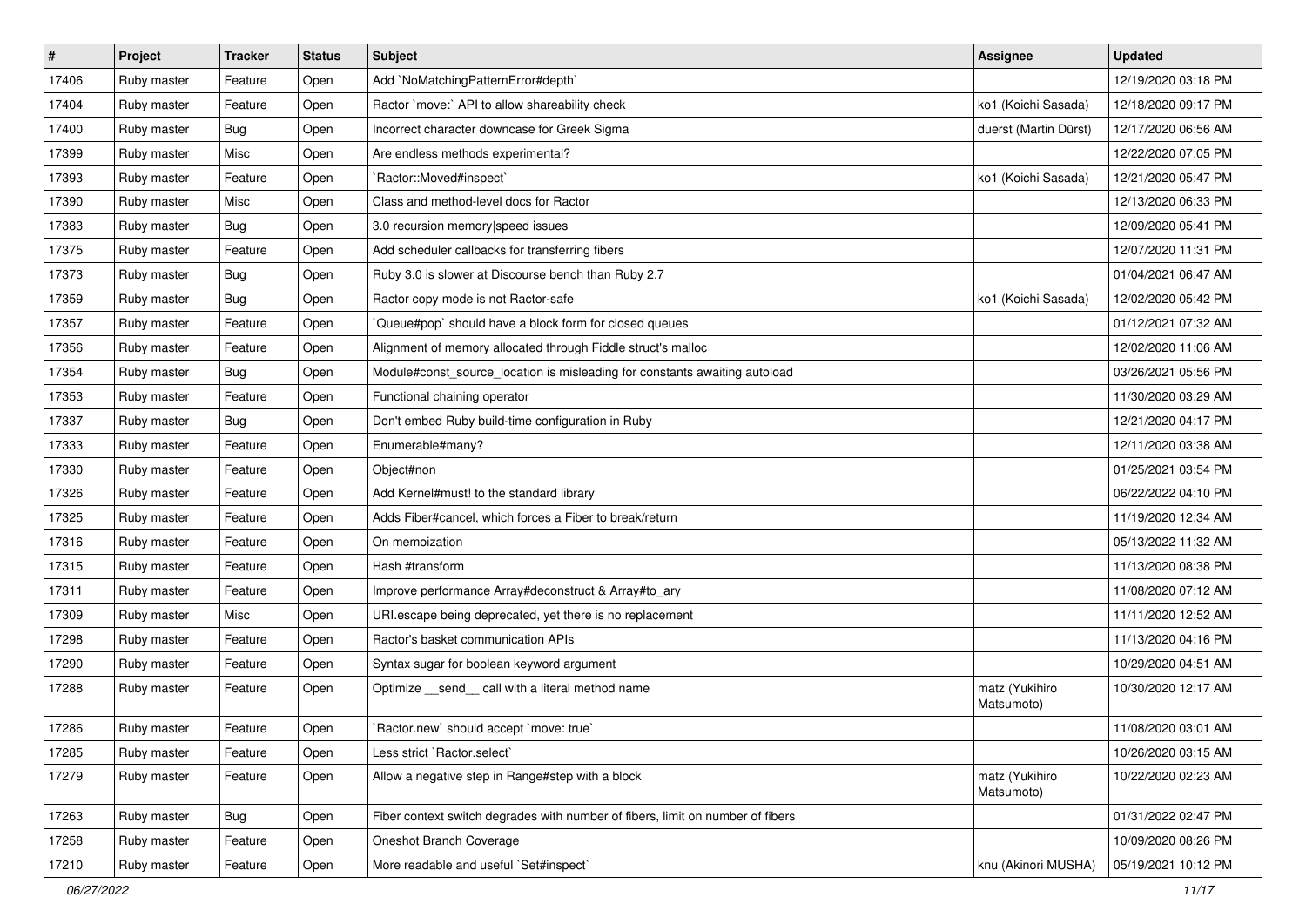| # | Project | Tracker | Status | Subject | Assignee | Updated |
|---|---|---|---|---|---|---|
| 17406 | Ruby master | Feature | Open | Add `NoMatchingPatternError#depth` | | 12/19/2020 03:18 PM |
| 17404 | Ruby master | Feature | Open | Ractor `move:` API to allow shareability check | ko1 (Koichi Sasada) | 12/18/2020 09:17 PM |
| 17400 | Ruby master | Bug | Open | Incorrect character downcase for Greek Sigma | duerst (Martin Dürst) | 12/17/2020 06:56 AM |
| 17399 | Ruby master | Misc | Open | Are endless methods experimental? | | 12/22/2020 07:05 PM |
| 17393 | Ruby master | Feature | Open | `Ractor::Moved#inspect` | ko1 (Koichi Sasada) | 12/21/2020 05:47 PM |
| 17390 | Ruby master | Misc | Open | Class and method-level docs for Ractor | | 12/13/2020 06:33 PM |
| 17383 | Ruby master | Bug | Open | 3.0 recursion memory\|speed issues | | 12/09/2020 05:41 PM |
| 17375 | Ruby master | Feature | Open | Add scheduler callbacks for transferring fibers | | 12/07/2020 11:31 PM |
| 17373 | Ruby master | Bug | Open | Ruby 3.0 is slower at Discourse bench than Ruby 2.7 | | 01/04/2021 06:47 AM |
| 17359 | Ruby master | Bug | Open | Ractor copy mode is not Ractor-safe | ko1 (Koichi Sasada) | 12/02/2020 05:42 PM |
| 17357 | Ruby master | Feature | Open | `Queue#pop` should have a block form for closed queues | | 01/12/2021 07:32 AM |
| 17356 | Ruby master | Feature | Open | Alignment of memory allocated through Fiddle struct's malloc | | 12/02/2020 11:06 AM |
| 17354 | Ruby master | Bug | Open | Module#const_source_location is misleading for constants awaiting autoload | | 03/26/2021 05:56 PM |
| 17353 | Ruby master | Feature | Open | Functional chaining operator | | 11/30/2020 03:29 AM |
| 17337 | Ruby master | Bug | Open | Don't embed Ruby build-time configuration in Ruby | | 12/21/2020 04:17 PM |
| 17333 | Ruby master | Feature | Open | Enumerable#many? | | 12/11/2020 03:38 AM |
| 17330 | Ruby master | Feature | Open | Object#non | | 01/25/2021 03:54 PM |
| 17326 | Ruby master | Feature | Open | Add Kernel#must! to the standard library | | 06/22/2022 04:10 PM |
| 17325 | Ruby master | Feature | Open | Adds Fiber#cancel, which forces a Fiber to break/return | | 11/19/2020 12:34 AM |
| 17316 | Ruby master | Feature | Open | On memoization | | 05/13/2022 11:32 AM |
| 17315 | Ruby master | Feature | Open | Hash #transform | | 11/13/2020 08:38 PM |
| 17311 | Ruby master | Feature | Open | Improve performance Array#deconstruct & Array#to_ary | | 11/08/2020 07:12 AM |
| 17309 | Ruby master | Misc | Open | URI.escape being deprecated, yet there is no replacement | | 11/11/2020 12:52 AM |
| 17298 | Ruby master | Feature | Open | Ractor's basket communication APIs | | 11/13/2020 04:16 PM |
| 17290 | Ruby master | Feature | Open | Syntax sugar for boolean keyword argument | | 10/29/2020 04:51 AM |
| 17288 | Ruby master | Feature | Open | Optimize __send__ call with a literal method name | matz (Yukihiro Matsumoto) | 10/30/2020 12:17 AM |
| 17286 | Ruby master | Feature | Open | `Ractor.new` should accept `move: true` | | 11/08/2020 03:01 AM |
| 17285 | Ruby master | Feature | Open | Less strict `Ractor.select` | | 10/26/2020 03:15 AM |
| 17279 | Ruby master | Feature | Open | Allow a negative step in Range#step with a block | matz (Yukihiro Matsumoto) | 10/22/2020 02:23 AM |
| 17263 | Ruby master | Bug | Open | Fiber context switch degrades with number of fibers, limit on number of fibers | | 01/31/2022 02:47 PM |
| 17258 | Ruby master | Feature | Open | Oneshot Branch Coverage | | 10/09/2020 08:26 PM |
| 17210 | Ruby master | Feature | Open | More readable and useful `Set#inspect` | knu (Akinori MUSHA) | 05/19/2021 10:12 PM |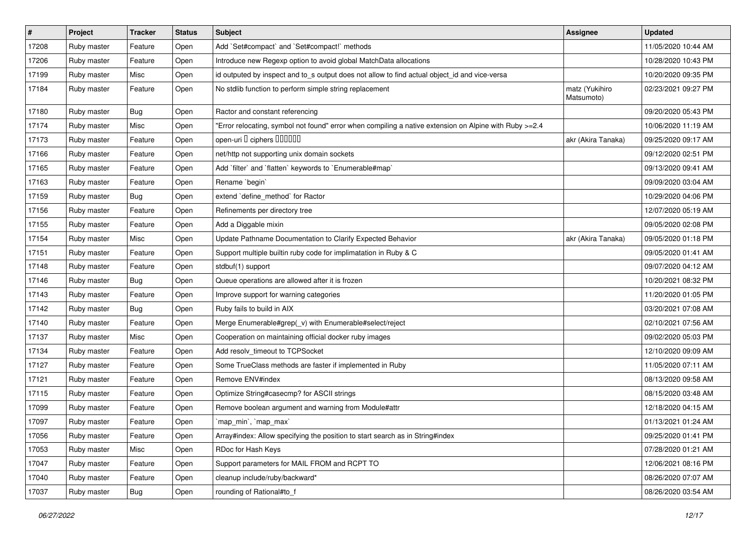| # | Project | Tracker | Status | Subject | Assignee | Updated |
|---|---|---|---|---|---|---|
| 17208 | Ruby master | Feature | Open | Add `Set#compact` and `Set#compact!` methods | | 11/05/2020 10:44 AM |
| 17206 | Ruby master | Feature | Open | Introduce new Regexp option to avoid global MatchData allocations | | 10/28/2020 10:43 PM |
| 17199 | Ruby master | Misc | Open | id outputed by inspect and to_s output does not allow to find actual object_id and vice-versa | | 10/20/2020 09:35 PM |
| 17184 | Ruby master | Feature | Open | No stdlib function to perform simple string replacement | matz (Yukihiro Matsumoto) | 02/23/2021 09:27 PM |
| 17180 | Ruby master | Bug | Open | Ractor and constant referencing | | 09/20/2020 05:43 PM |
| 17174 | Ruby master | Misc | Open | "Error relocating, symbol not found" error when compiling a native extension on Alpine with Ruby >=2.4 | | 10/06/2020 11:19 AM |
| 17173 | Ruby master | Feature | Open | open-uri ǁ ciphers ǁǁǁǁǁǁ | akr (Akira Tanaka) | 09/25/2020 09:17 AM |
| 17166 | Ruby master | Feature | Open | net/http not supporting unix domain sockets | | 09/12/2020 02:51 PM |
| 17165 | Ruby master | Feature | Open | Add `filter` and `flatten` keywords to `Enumerable#map` | | 09/13/2020 09:41 AM |
| 17163 | Ruby master | Feature | Open | Rename `begin` | | 09/09/2020 03:04 AM |
| 17159 | Ruby master | Bug | Open | extend `define_method` for Ractor | | 10/29/2020 04:06 PM |
| 17156 | Ruby master | Feature | Open | Refinements per directory tree | | 12/07/2020 05:19 AM |
| 17155 | Ruby master | Feature | Open | Add a Diggable mixin | | 09/05/2020 02:08 PM |
| 17154 | Ruby master | Misc | Open | Update Pathname Documentation to Clarify Expected Behavior | akr (Akira Tanaka) | 09/05/2020 01:18 PM |
| 17151 | Ruby master | Feature | Open | Support multiple builtin ruby code for implimatation in Ruby & C | | 09/05/2020 01:41 AM |
| 17148 | Ruby master | Feature | Open | stdbuf(1) support | | 09/07/2020 04:12 AM |
| 17146 | Ruby master | Bug | Open | Queue operations are allowed after it is frozen | | 10/20/2021 08:32 PM |
| 17143 | Ruby master | Feature | Open | Improve support for warning categories | | 11/20/2020 01:05 PM |
| 17142 | Ruby master | Bug | Open | Ruby fails to build in AIX | | 03/20/2021 07:08 AM |
| 17140 | Ruby master | Feature | Open | Merge Enumerable#grep(_v) with Enumerable#select/reject | | 02/10/2021 07:56 AM |
| 17137 | Ruby master | Misc | Open | Cooperation on maintaining official docker ruby images | | 09/02/2020 05:03 PM |
| 17134 | Ruby master | Feature | Open | Add resolv_timeout to TCPSocket | | 12/10/2020 09:09 AM |
| 17127 | Ruby master | Feature | Open | Some TrueClass methods are faster if implemented in Ruby | | 11/05/2020 07:11 AM |
| 17121 | Ruby master | Feature | Open | Remove ENV#index | | 08/13/2020 09:58 AM |
| 17115 | Ruby master | Feature | Open | Optimize String#casecmp? for ASCII strings | | 08/15/2020 03:48 AM |
| 17099 | Ruby master | Feature | Open | Remove boolean argument and warning from Module#attr | | 12/18/2020 04:15 AM |
| 17097 | Ruby master | Feature | Open | `map_min`, `map_max` | | 01/13/2021 01:24 AM |
| 17056 | Ruby master | Feature | Open | Array#index: Allow specifying the position to start search as in String#index | | 09/25/2020 01:41 PM |
| 17053 | Ruby master | Misc | Open | RDoc for Hash Keys | | 07/28/2020 01:21 AM |
| 17047 | Ruby master | Feature | Open | Support parameters for MAIL FROM and RCPT TO | | 12/06/2021 08:16 PM |
| 17040 | Ruby master | Feature | Open | cleanup include/ruby/backward* | | 08/26/2020 07:07 AM |
| 17037 | Ruby master | Bug | Open | rounding of Rational#to_f | | 08/26/2020 03:54 AM |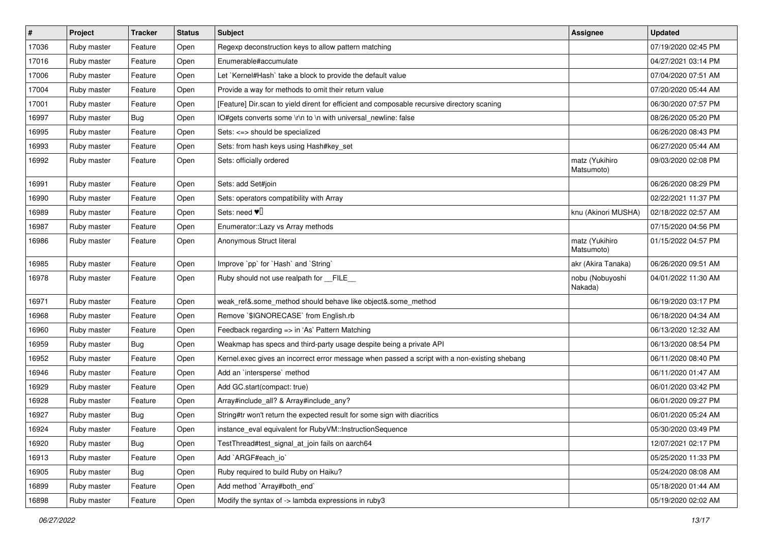| # | Project | Tracker | Status | Subject | Assignee | Updated |
|---|---|---|---|---|---|---|
| 17036 | Ruby master | Feature | Open | Regexp deconstruction keys to allow pattern matching | | 07/19/2020 02:45 PM |
| 17016 | Ruby master | Feature | Open | Enumerable#accumulate | | 04/27/2021 03:14 PM |
| 17006 | Ruby master | Feature | Open | Let `Kernel#Hash` take a block to provide the default value | | 07/04/2020 07:51 AM |
| 17004 | Ruby master | Feature | Open | Provide a way for methods to omit their return value | | 07/20/2020 05:44 AM |
| 17001 | Ruby master | Feature | Open | [Feature] Dir.scan to yield dirent for efficient and composable recursive directory scaning | | 06/30/2020 07:57 PM |
| 16997 | Ruby master | Bug | Open | IO#gets converts some \r\n to \n with universal_newline: false | | 08/26/2020 05:20 PM |
| 16995 | Ruby master | Feature | Open | Sets: <=> should be specialized | | 06/26/2020 08:43 PM |
| 16993 | Ruby master | Feature | Open | Sets: from hash keys using Hash#key_set | | 06/27/2020 05:44 AM |
| 16992 | Ruby master | Feature | Open | Sets: officially ordered | matz (Yukihiro Matsumoto) | 09/03/2020 02:08 PM |
| 16991 | Ruby master | Feature | Open | Sets: add Set#join | | 06/26/2020 08:29 PM |
| 16990 | Ruby master | Feature | Open | Sets: operators compatibility with Array | | 02/22/2021 11:37 PM |
| 16989 | Ruby master | Feature | Open | Sets: need ♥️ | knu (Akinori MUSHA) | 02/18/2022 02:57 AM |
| 16987 | Ruby master | Feature | Open | Enumerator::Lazy vs Array methods | | 07/15/2020 04:56 PM |
| 16986 | Ruby master | Feature | Open | Anonymous Struct literal | matz (Yukihiro Matsumoto) | 01/15/2022 04:57 PM |
| 16985 | Ruby master | Feature | Open | Improve `pp` for `Hash` and `String` | akr (Akira Tanaka) | 06/26/2020 09:51 AM |
| 16978 | Ruby master | Feature | Open | Ruby should not use realpath for __FILE__ | nobu (Nobuyoshi Nakada) | 04/01/2022 11:30 AM |
| 16971 | Ruby master | Feature | Open | weak_ref&.some_method should behave like object&.some_method | | 06/19/2020 03:17 PM |
| 16968 | Ruby master | Feature | Open | Remove `$IGNORECASE` from English.rb | | 06/18/2020 04:34 AM |
| 16960 | Ruby master | Feature | Open | Feedback regarding => in 'As' Pattern Matching | | 06/13/2020 12:32 AM |
| 16959 | Ruby master | Bug | Open | Weakmap has specs and third-party usage despite being a private API | | 06/13/2020 08:54 PM |
| 16952 | Ruby master | Feature | Open | Kernel.exec gives an incorrect error message when passed a script with a non-existing shebang | | 06/11/2020 08:40 PM |
| 16946 | Ruby master | Feature | Open | Add an `intersperse` method | | 06/11/2020 01:47 AM |
| 16929 | Ruby master | Feature | Open | Add GC.start(compact: true) | | 06/01/2020 03:42 PM |
| 16928 | Ruby master | Feature | Open | Array#include_all? & Array#include_any? | | 06/01/2020 09:27 PM |
| 16927 | Ruby master | Bug | Open | String#tr won't return the expected result for some sign with diacritics | | 06/01/2020 05:24 AM |
| 16924 | Ruby master | Feature | Open | instance_eval equivalent for RubyVM::InstructionSequence | | 05/30/2020 03:49 PM |
| 16920 | Ruby master | Bug | Open | TestThread#test_signal_at_join fails on aarch64 | | 12/07/2021 02:17 PM |
| 16913 | Ruby master | Feature | Open | Add `ARGF#each_io` | | 05/25/2020 11:33 PM |
| 16905 | Ruby master | Bug | Open | Ruby required to build Ruby on Haiku? | | 05/24/2020 08:08 AM |
| 16899 | Ruby master | Feature | Open | Add method `Array#both_end` | | 05/18/2020 01:44 AM |
| 16898 | Ruby master | Feature | Open | Modify the syntax of -> lambda expressions in ruby3 | | 05/19/2020 02:02 AM |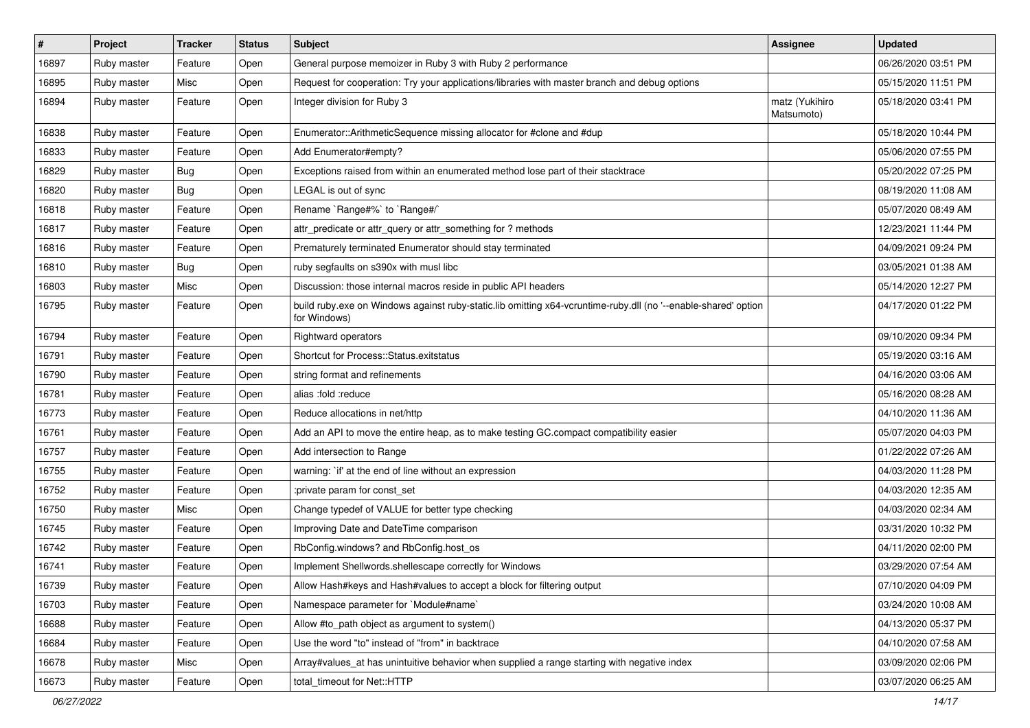| # | Project | Tracker | Status | Subject | Assignee | Updated |
|---|---|---|---|---|---|---|
| 16897 | Ruby master | Feature | Open | General purpose memoizer in Ruby 3 with Ruby 2 performance | | 06/26/2020 03:51 PM |
| 16895 | Ruby master | Misc | Open | Request for cooperation: Try your applications/libraries with master branch and debug options | | 05/15/2020 11:51 PM |
| 16894 | Ruby master | Feature | Open | Integer division for Ruby 3 | matz (Yukihiro Matsumoto) | 05/18/2020 03:41 PM |
| 16838 | Ruby master | Feature | Open | Enumerator::ArithmeticSequence missing allocator for #clone and #dup | | 05/18/2020 10:44 PM |
| 16833 | Ruby master | Feature | Open | Add Enumerator#empty? | | 05/06/2020 07:55 PM |
| 16829 | Ruby master | Bug | Open | Exceptions raised from within an enumerated method lose part of their stacktrace | | 05/20/2022 07:25 PM |
| 16820 | Ruby master | Bug | Open | LEGAL is out of sync | | 08/19/2020 11:08 AM |
| 16818 | Ruby master | Feature | Open | Rename `Range#%` to `Range#/` | | 05/07/2020 08:49 AM |
| 16817 | Ruby master | Feature | Open | attr_predicate or attr_query or attr_something for ? methods | | 12/23/2021 11:44 PM |
| 16816 | Ruby master | Feature | Open | Prematurely terminated Enumerator should stay terminated | | 04/09/2021 09:24 PM |
| 16810 | Ruby master | Bug | Open | ruby segfaults on s390x with musl libc | | 03/05/2021 01:38 AM |
| 16803 | Ruby master | Misc | Open | Discussion: those internal macros reside in public API headers | | 05/14/2020 12:27 PM |
| 16795 | Ruby master | Feature | Open | build ruby.exe on Windows against ruby-static.lib omitting x64-vcruntime-ruby.dll (no '--enable-shared' option for Windows) | | 04/17/2020 01:22 PM |
| 16794 | Ruby master | Feature | Open | Rightward operators | | 09/10/2020 09:34 PM |
| 16791 | Ruby master | Feature | Open | Shortcut for Process::Status.exitstatus | | 05/19/2020 03:16 AM |
| 16790 | Ruby master | Feature | Open | string format and refinements | | 04/16/2020 03:06 AM |
| 16781 | Ruby master | Feature | Open | alias :fold :reduce | | 05/16/2020 08:28 AM |
| 16773 | Ruby master | Feature | Open | Reduce allocations in net/http | | 04/10/2020 11:36 AM |
| 16761 | Ruby master | Feature | Open | Add an API to move the entire heap, as to make testing GC.compact compatibility easier | | 05/07/2020 04:03 PM |
| 16757 | Ruby master | Feature | Open | Add intersection to Range | | 01/22/2022 07:26 AM |
| 16755 | Ruby master | Feature | Open | warning: `if' at the end of line without an expression | | 04/03/2020 11:28 PM |
| 16752 | Ruby master | Feature | Open | :private param for const_set | | 04/03/2020 12:35 AM |
| 16750 | Ruby master | Misc | Open | Change typedef of VALUE for better type checking | | 04/03/2020 02:34 AM |
| 16745 | Ruby master | Feature | Open | Improving Date and DateTime comparison | | 03/31/2020 10:32 PM |
| 16742 | Ruby master | Feature | Open | RbConfig.windows? and RbConfig.host_os | | 04/11/2020 02:00 PM |
| 16741 | Ruby master | Feature | Open | Implement Shellwords.shellescape correctly for Windows | | 03/29/2020 07:54 AM |
| 16739 | Ruby master | Feature | Open | Allow Hash#keys and Hash#values to accept a block for filtering output | | 07/10/2020 04:09 PM |
| 16703 | Ruby master | Feature | Open | Namespace parameter for `Module#name` | | 03/24/2020 10:08 AM |
| 16688 | Ruby master | Feature | Open | Allow #to_path object as argument to system() | | 04/13/2020 05:37 PM |
| 16684 | Ruby master | Feature | Open | Use the word "to" instead of "from" in backtrace | | 04/10/2020 07:58 AM |
| 16678 | Ruby master | Misc | Open | Array#values_at has unintuitive behavior when supplied a range starting with negative index | | 03/09/2020 02:06 PM |
| 16673 | Ruby master | Feature | Open | total_timeout for Net::HTTP | | 03/07/2020 06:25 AM |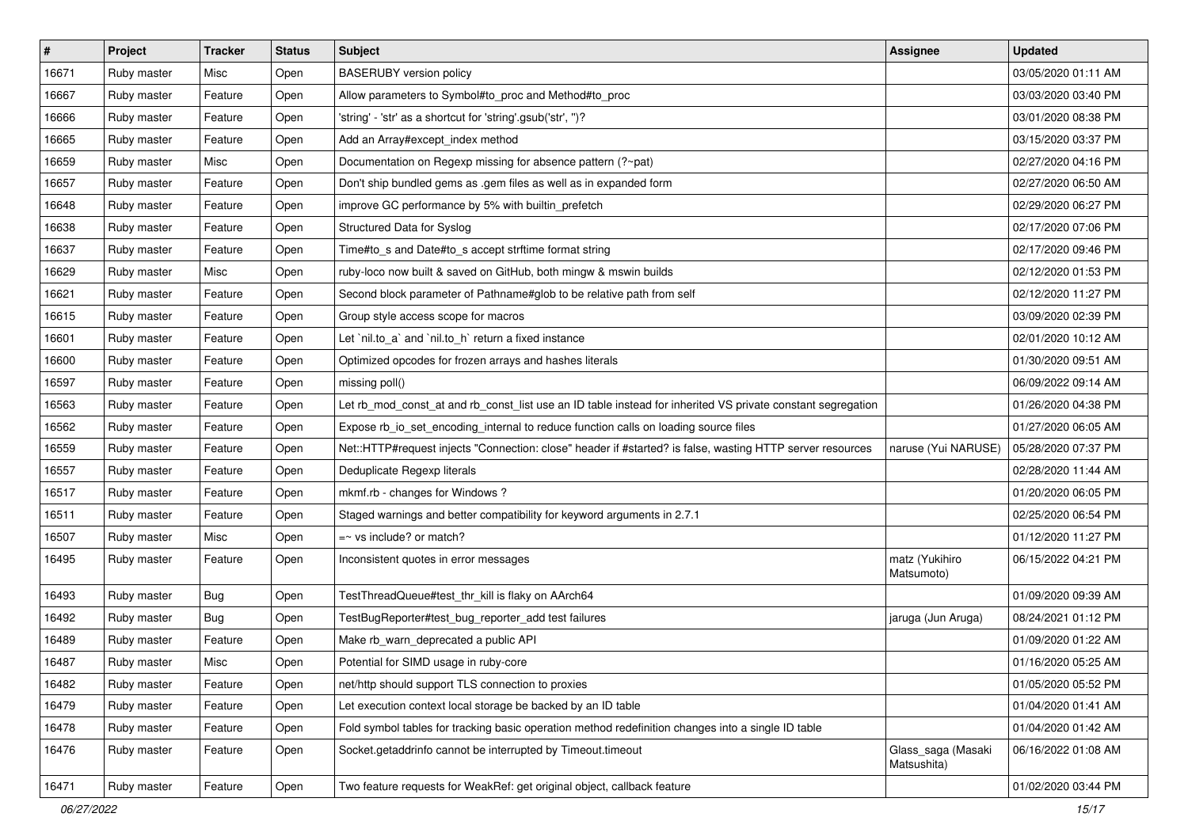| # | Project | Tracker | Status | Subject | Assignee | Updated |
|---|---|---|---|---|---|---|
| 16671 | Ruby master | Misc | Open | BASERUBY version policy | | 03/05/2020 01:11 AM |
| 16667 | Ruby master | Feature | Open | Allow parameters to Symbol#to_proc and Method#to_proc | | 03/03/2020 03:40 PM |
| 16666 | Ruby master | Feature | Open | 'string' - 'str' as a shortcut for 'string'.gsub('str', '')? | | 03/01/2020 08:38 PM |
| 16665 | Ruby master | Feature | Open | Add an Array#except_index method | | 03/15/2020 03:37 PM |
| 16659 | Ruby master | Misc | Open | Documentation on Regexp missing for absence pattern (?~pat) | | 02/27/2020 04:16 PM |
| 16657 | Ruby master | Feature | Open | Don't ship bundled gems as .gem files as well as in expanded form | | 02/27/2020 06:50 AM |
| 16648 | Ruby master | Feature | Open | improve GC performance by 5% with builtin_prefetch | | 02/29/2020 06:27 PM |
| 16638 | Ruby master | Feature | Open | Structured Data for Syslog | | 02/17/2020 07:06 PM |
| 16637 | Ruby master | Feature | Open | Time#to_s and Date#to_s accept strftime format string | | 02/17/2020 09:46 PM |
| 16629 | Ruby master | Misc | Open | ruby-loco now built & saved on GitHub, both mingw & mswin builds | | 02/12/2020 01:53 PM |
| 16621 | Ruby master | Feature | Open | Second block parameter of Pathname#glob to be relative path from self | | 02/12/2020 11:27 PM |
| 16615 | Ruby master | Feature | Open | Group style access scope for macros | | 03/09/2020 02:39 PM |
| 16601 | Ruby master | Feature | Open | Let `nil.to_a` and `nil.to_h` return a fixed instance | | 02/01/2020 10:12 AM |
| 16600 | Ruby master | Feature | Open | Optimized opcodes for frozen arrays and hashes literals | | 01/30/2020 09:51 AM |
| 16597 | Ruby master | Feature | Open | missing poll() | | 06/09/2022 09:14 AM |
| 16563 | Ruby master | Feature | Open | Let rb_mod_const_at and rb_const_list use an ID table instead for inherited VS private constant segregation | | 01/26/2020 04:38 PM |
| 16562 | Ruby master | Feature | Open | Expose rb_io_set_encoding_internal to reduce function calls on loading source files | | 01/27/2020 06:05 AM |
| 16559 | Ruby master | Feature | Open | Net::HTTP#request injects "Connection: close" header if #started? is false, wasting HTTP server resources | naruse (Yui NARUSE) | 05/28/2020 07:37 PM |
| 16557 | Ruby master | Feature | Open | Deduplicate Regexp literals | | 02/28/2020 11:44 AM |
| 16517 | Ruby master | Feature | Open | mkmf.rb - changes for Windows ? | | 01/20/2020 06:05 PM |
| 16511 | Ruby master | Feature | Open | Staged warnings and better compatibility for keyword arguments in 2.7.1 | | 02/25/2020 06:54 PM |
| 16507 | Ruby master | Misc | Open | =~ vs include? or match? | | 01/12/2020 11:27 PM |
| 16495 | Ruby master | Feature | Open | Inconsistent quotes in error messages | matz (Yukihiro Matsumoto) | 06/15/2022 04:21 PM |
| 16493 | Ruby master | Bug | Open | TestThreadQueue#test_thr_kill is flaky on AArch64 | | 01/09/2020 09:39 AM |
| 16492 | Ruby master | Bug | Open | TestBugReporter#test_bug_reporter_add test failures | jaruga (Jun Aruga) | 08/24/2021 01:12 PM |
| 16489 | Ruby master | Feature | Open | Make rb_warn_deprecated a public API | | 01/09/2020 01:22 AM |
| 16487 | Ruby master | Misc | Open | Potential for SIMD usage in ruby-core | | 01/16/2020 05:25 AM |
| 16482 | Ruby master | Feature | Open | net/http should support TLS connection to proxies | | 01/05/2020 05:52 PM |
| 16479 | Ruby master | Feature | Open | Let execution context local storage be backed by an ID table | | 01/04/2020 01:41 AM |
| 16478 | Ruby master | Feature | Open | Fold symbol tables for tracking basic operation method redefinition changes into a single ID table | | 01/04/2020 01:42 AM |
| 16476 | Ruby master | Feature | Open | Socket.getaddrinfo cannot be interrupted by Timeout.timeout | Glass_saga (Masaki Matsushita) | 06/16/2022 01:08 AM |
| 16471 | Ruby master | Feature | Open | Two feature requests for WeakRef: get original object, callback feature | | 01/02/2020 03:44 PM |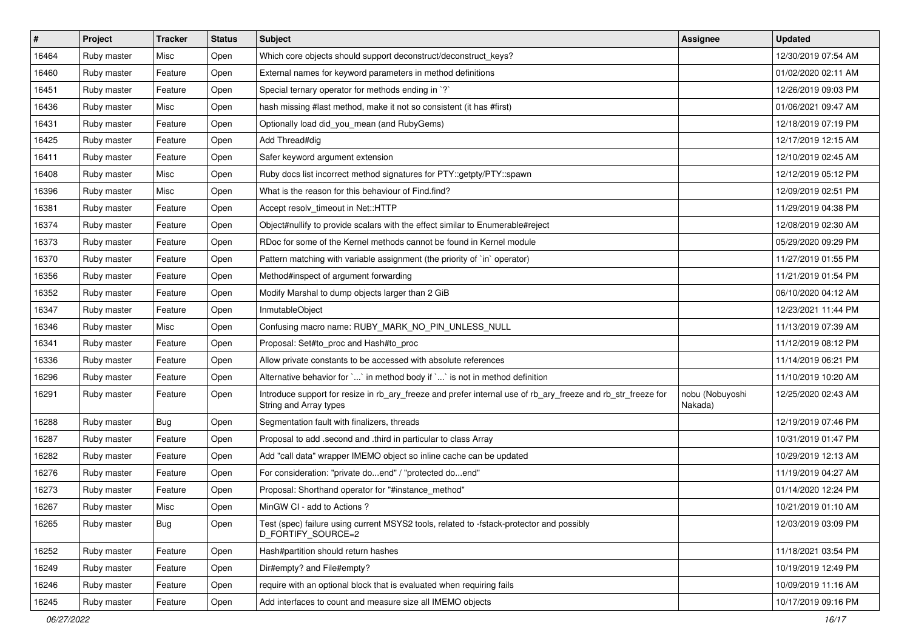| # | Project | Tracker | Status | Subject | Assignee | Updated |
|---|---|---|---|---|---|---|
| 16464 | Ruby master | Misc | Open | Which core objects should support deconstruct/deconstruct_keys? | | 12/30/2019 07:54 AM |
| 16460 | Ruby master | Feature | Open | External names for keyword parameters in method definitions | | 01/02/2020 02:11 AM |
| 16451 | Ruby master | Feature | Open | Special ternary operator for methods ending in `?` | | 12/26/2019 09:03 PM |
| 16436 | Ruby master | Misc | Open | hash missing #last method, make it not so consistent (it has #first) | | 01/06/2021 09:47 AM |
| 16431 | Ruby master | Feature | Open | Optionally load did_you_mean (and RubyGems) | | 12/18/2019 07:19 PM |
| 16425 | Ruby master | Feature | Open | Add Thread#dig | | 12/17/2019 12:15 AM |
| 16411 | Ruby master | Feature | Open | Safer keyword argument extension | | 12/10/2019 02:45 AM |
| 16408 | Ruby master | Misc | Open | Ruby docs list incorrect method signatures for PTY::getpty/PTY::spawn | | 12/12/2019 05:12 PM |
| 16396 | Ruby master | Misc | Open | What is the reason for this behaviour of Find.find? | | 12/09/2019 02:51 PM |
| 16381 | Ruby master | Feature | Open | Accept resolv_timeout in Net::HTTP | | 11/29/2019 04:38 PM |
| 16374 | Ruby master | Feature | Open | Object#nullify to provide scalars with the effect similar to Enumerable#reject | | 12/08/2019 02:30 AM |
| 16373 | Ruby master | Feature | Open | RDoc for some of the Kernel methods cannot be found in Kernel module | | 05/29/2020 09:29 PM |
| 16370 | Ruby master | Feature | Open | Pattern matching with variable assignment (the priority of `in` operator) | | 11/27/2019 01:55 PM |
| 16356 | Ruby master | Feature | Open | Method#inspect of argument forwarding | | 11/21/2019 01:54 PM |
| 16352 | Ruby master | Feature | Open | Modify Marshal to dump objects larger than 2 GiB | | 06/10/2020 04:12 AM |
| 16347 | Ruby master | Feature | Open | InmutableObject | | 12/23/2021 11:44 PM |
| 16346 | Ruby master | Misc | Open | Confusing macro name: RUBY_MARK_NO_PIN_UNLESS_NULL | | 11/13/2019 07:39 AM |
| 16341 | Ruby master | Feature | Open | Proposal: Set#to_proc and Hash#to_proc | | 11/12/2019 08:12 PM |
| 16336 | Ruby master | Feature | Open | Allow private constants to be accessed with absolute references | | 11/14/2019 06:21 PM |
| 16296 | Ruby master | Feature | Open | Alternative behavior for `...` in method body if `...` is not in method definition | | 11/10/2019 10:20 AM |
| 16291 | Ruby master | Feature | Open | Introduce support for resize in rb_ary_freeze and prefer internal use of rb_ary_freeze and rb_str_freeze for String and Array types | nobu (Nobuyoshi Nakada) | 12/25/2020 02:43 AM |
| 16288 | Ruby master | Bug | Open | Segmentation fault with finalizers, threads | | 12/19/2019 07:46 PM |
| 16287 | Ruby master | Feature | Open | Proposal to add .second and .third in particular to class Array | | 10/31/2019 01:47 PM |
| 16282 | Ruby master | Feature | Open | Add "call data" wrapper IMEMO object so inline cache can be updated | | 10/29/2019 12:13 AM |
| 16276 | Ruby master | Feature | Open | For consideration: "private do...end" / "protected do...end" | | 11/19/2019 04:27 AM |
| 16273 | Ruby master | Feature | Open | Proposal: Shorthand operator for "#instance_method" | | 01/14/2020 12:24 PM |
| 16267 | Ruby master | Misc | Open | MinGW CI - add to Actions ? | | 10/21/2019 01:10 AM |
| 16265 | Ruby master | Bug | Open | Test (spec) failure using current MSYS2 tools, related to -fstack-protector and possibly D_FORTIFY_SOURCE=2 | | 12/03/2019 03:09 PM |
| 16252 | Ruby master | Feature | Open | Hash#partition should return hashes | | 11/18/2021 03:54 PM |
| 16249 | Ruby master | Feature | Open | Dir#empty? and File#empty? | | 10/19/2019 12:49 PM |
| 16246 | Ruby master | Feature | Open | require with an optional block that is evaluated when requiring fails | | 10/09/2019 11:16 AM |
| 16245 | Ruby master | Feature | Open | Add interfaces to count and measure size all IMEMO objects | | 10/17/2019 09:16 PM |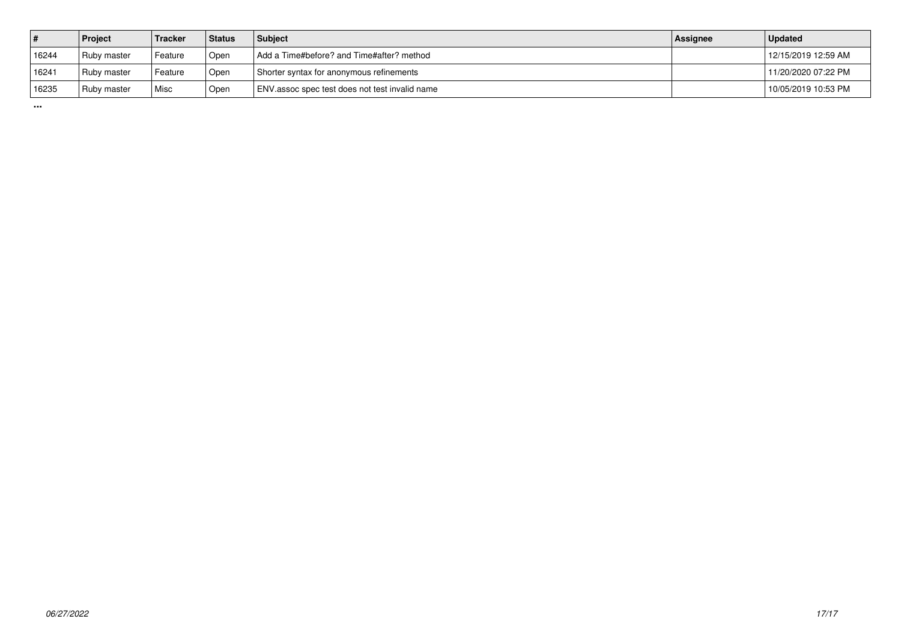| # | Project | Tracker | Status | Subject | Assignee | Updated |
|---|---|---|---|---|---|---|
| 16244 | Ruby master | Feature | Open | Add a Time#before? and Time#after? method | | 12/15/2019 12:59 AM |
| 16241 | Ruby master | Feature | Open | Shorter syntax for anonymous refinements | | 11/20/2020 07:22 PM |
| 16235 | Ruby master | Misc | Open | ENV.assoc spec test does not test invalid name | | 10/05/2019 10:53 PM |

...